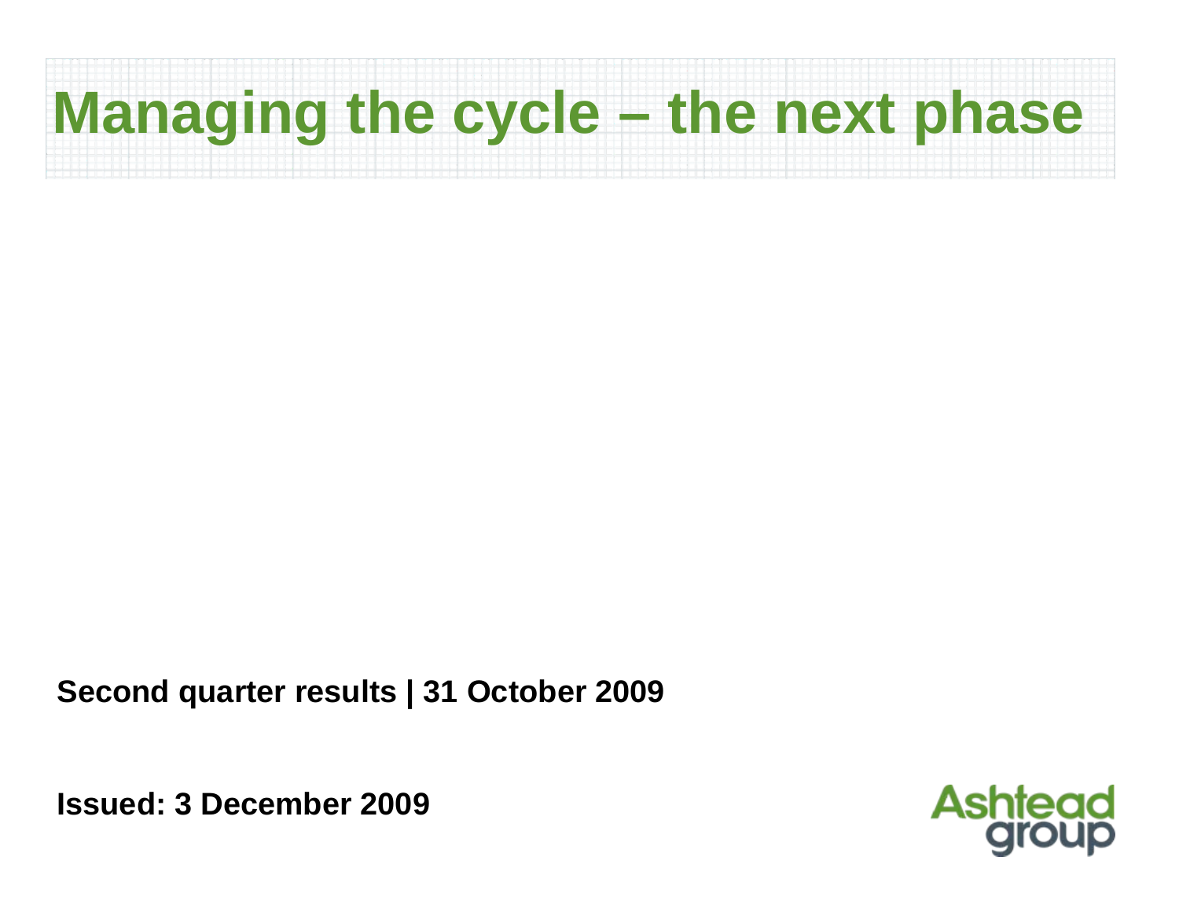# Managing the cycle – the next phase

**Second quarter results | 31 October 2009**

**Issued: 3 December 2009**

Ashtead group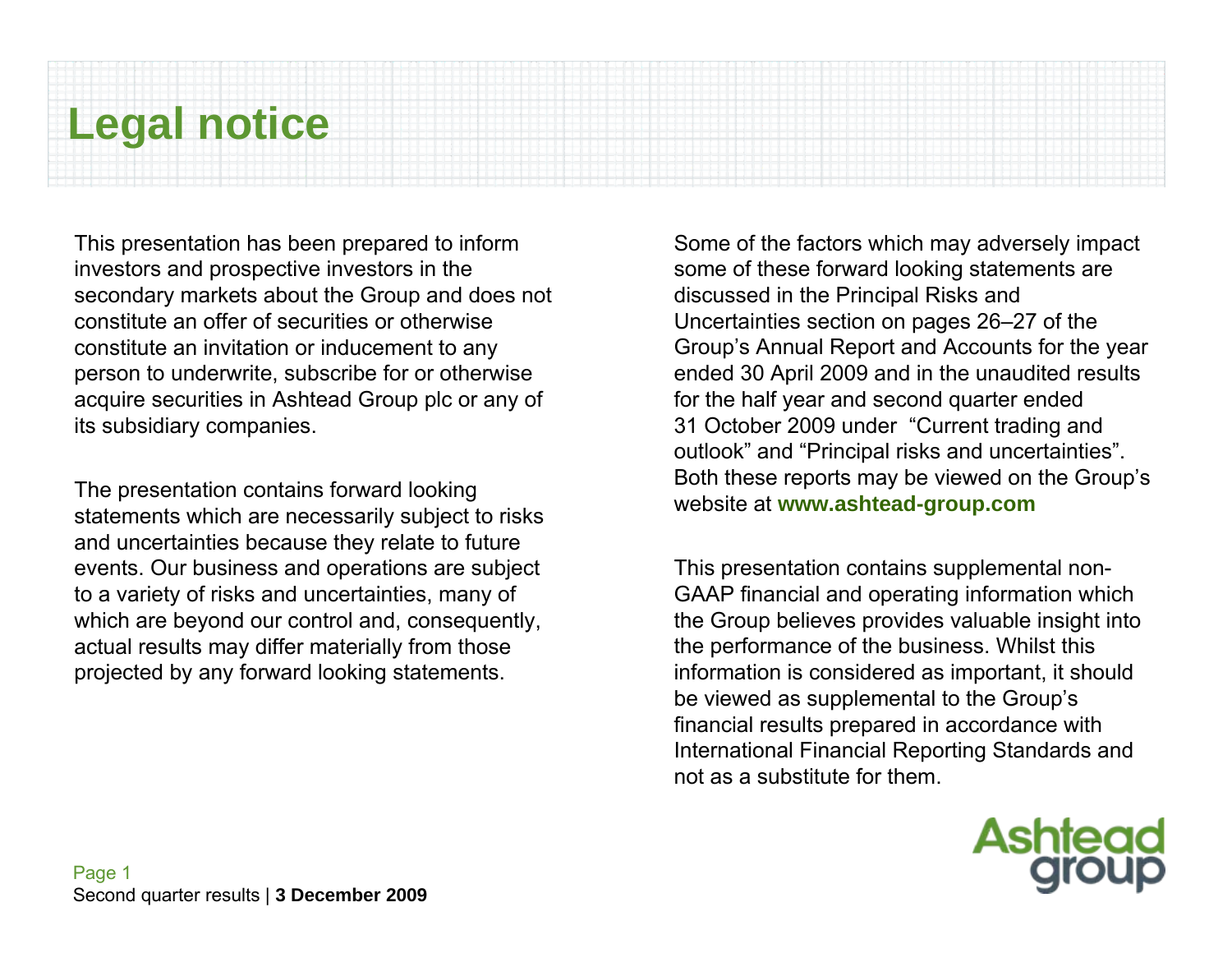# Legal notice

This presentation has been prepared to inform investors and prospective investors in the secondary markets about the Group and does not constitute an offer of securities or otherwise constitute an invitation or inducement to any person to underwrite, subscribe for or otherwise acquire securities in Ashtead Group plc or any of its subsidiary companies.

The presentation contains forward looking statements which are necessarily subject to risks and uncertainties because they relate to future events. Our business and operations are subject to a variety of risks and uncertainties, many of which are beyond our control and, consequently, actual results may differ materially from those projected by any forward looking statements.

Some of the factors which may adversely impact some of these forward looking statements are discussed in the Principal Risks and Uncertainties section on pages 26–27 of the Group's Annual Report and Accounts for the year ended 30 April 2009 and in the unaudited results for the half year and second quarter ended 31 October 2009 under "Current trading and outlook" and "Principal risks and uncertainties". Both these reports may be viewed on the Group's website at **www.ashtead-group.com**

This presentation contains supplemental non-GAAP financial and operating information which the Group believes provides valuable insight into the performance of the business. Whilst this information is considered as important, it should be viewed as supplemental to the Group's financial results prepared in accordance with International Financial Reporting Standards and not as a substitute for them.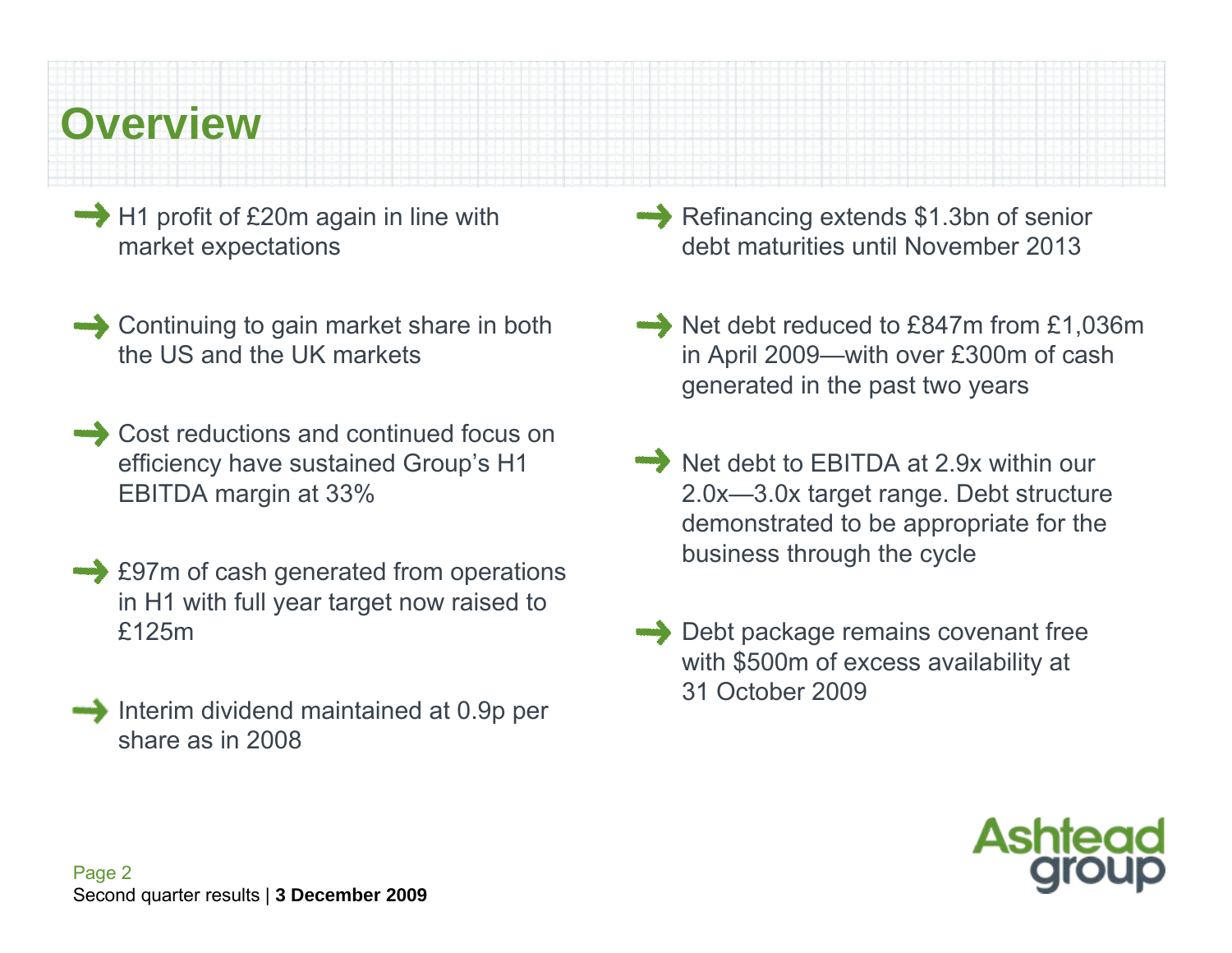# Overview

- H1 profit of £20m again in line with market expectations
- Continuing to gain market share in both the US and the UK markets
- Cost reductions and continued focus on efficiency have sustained Group's H1 EBITDA margin at 33%
- £97m of cash generated from operations in H1 with full year target now raised to £125m
- Interim dividend maintained at 0.9p per share as in 2008
- Refinancing extends $1.3bn of senior debt maturities until November 2013
- Net debt reduced to £847m from £1,036m in April 2009—with over £300m of cash generated in the past two years
- Net debt to EBITDA at 2.9x within our 2.0x—3.0x target range. Debt structure demonstrated to be appropriate for the business through the cycle
- Debt package remains covenant free with $500m of excess availability at 31 October 2009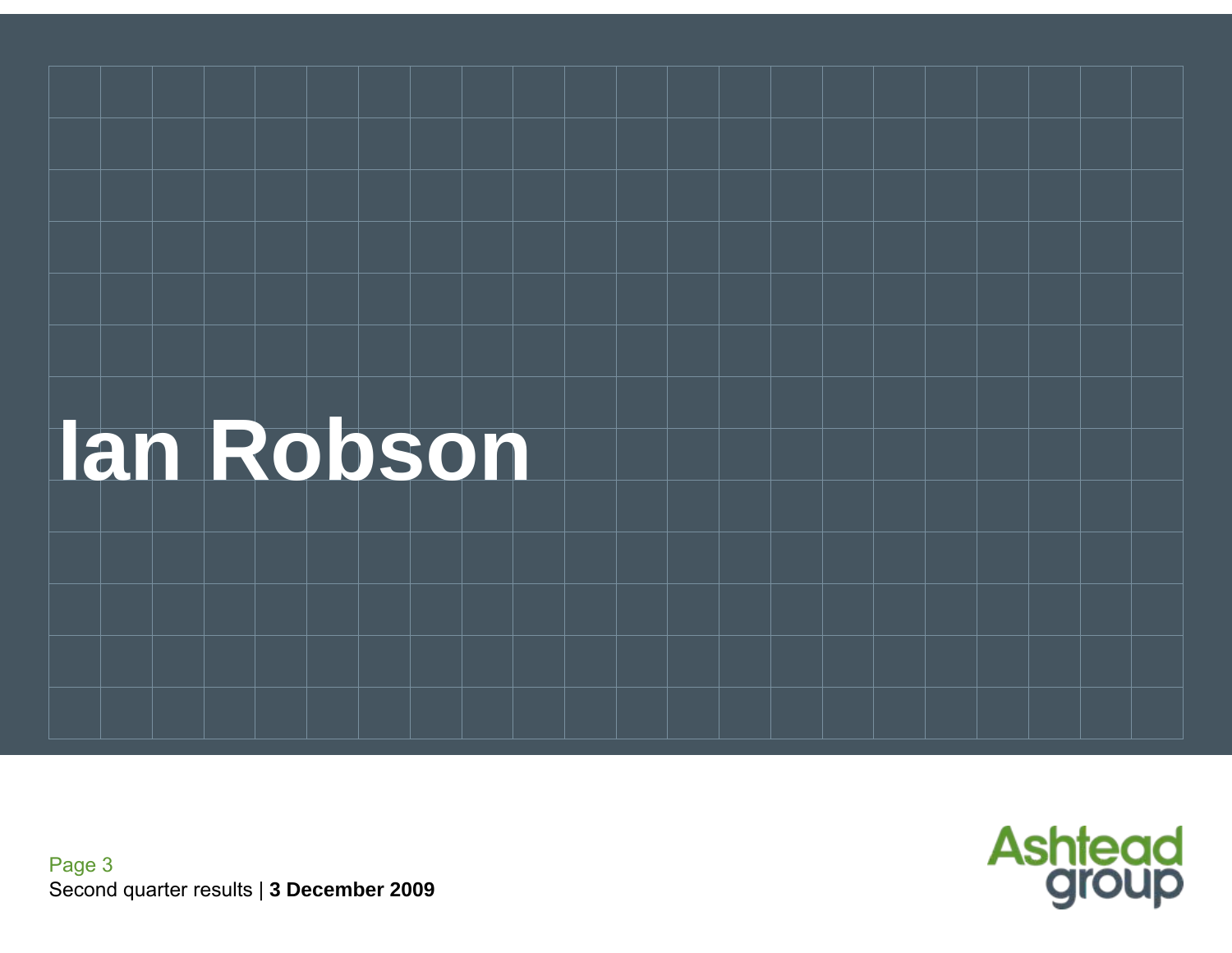# Ian Robson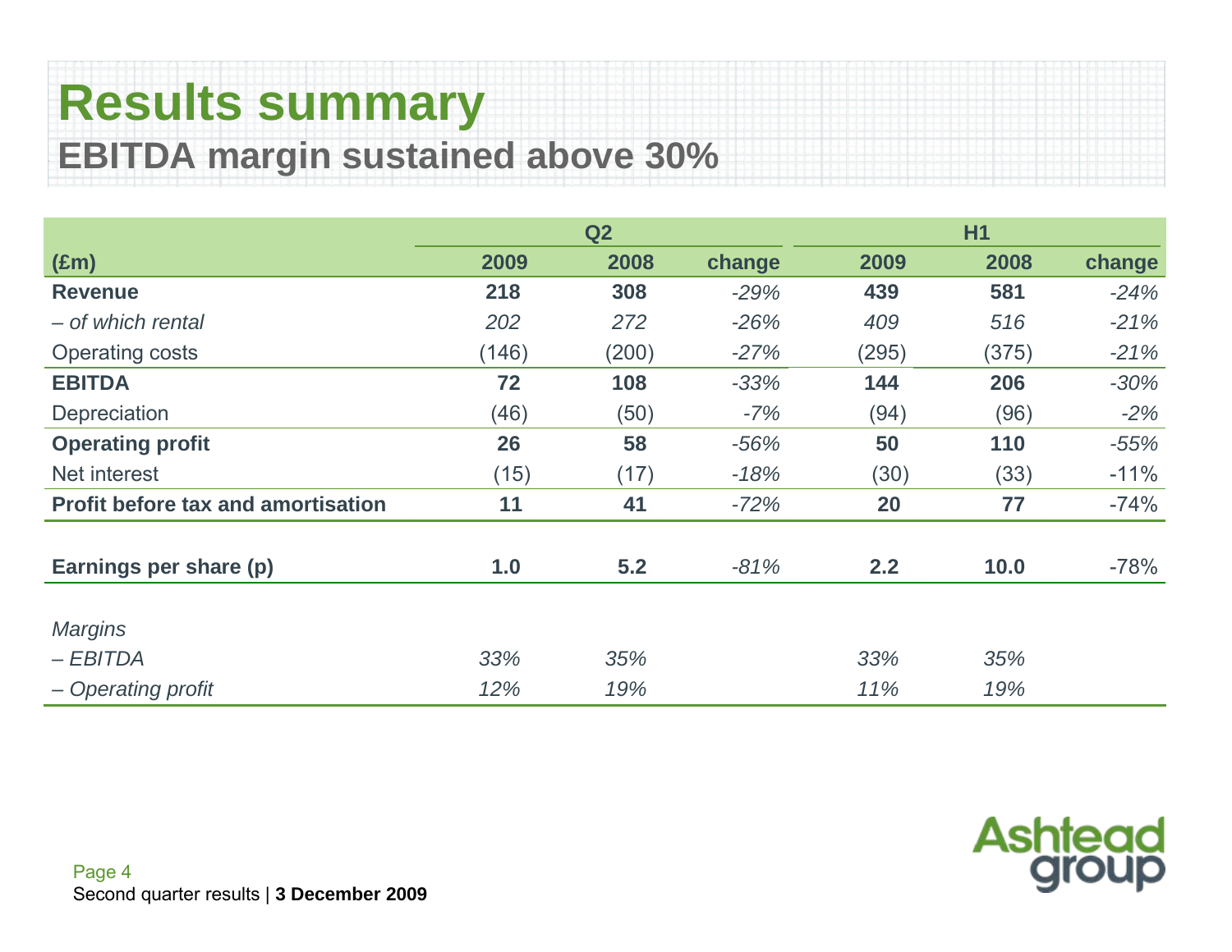# Results summary

## EBITDA margin sustained above 30%

| | Q2 | | | H1 | | |
|---|---|---|---|---|---|---|
| **(£m)** | **2009** | **2008** | **change** | **2009** | **2008** | **change** |
| **Revenue** | **218** | **308** | *-29%* | **439** | **581** | *-24%* |
| *– of which rental* | *202* | *272* | *-26%* | *409* | *516* | *-21%* |
| Operating costs | (146) | (200) | *-27%* | (295) | (375) | *-21%* |
| **EBITDA** | **72** | **108** | *-33%* | **144** | **206** | *-30%* |
| Depreciation | (46) | (50) | *-7%* | (94) | (96) | *-2%* |
| **Operating profit** | **26** | **58** | *-56%* | **50** | **110** | *-55%* |
| Net interest | (15) | (17) | *-18%* | (30) | (33) | -11% |
| **Profit before tax and amortisation** | **11** | **41** | *-72%* | **20** | **77** | -74% |
| **Earnings per share (p)** | **1.0** | **5.2** | *-81%* | **2.2** | **10.0** | -78% |
| *Margins* | | | | | | |
| *– EBITDA* | *33%* | *35%* | | *33%* | *35%* | |
| *– Operating profit* | *12%* | *19%* | | *11%* | *19%* | |

Second quarter results | **3 December 2009**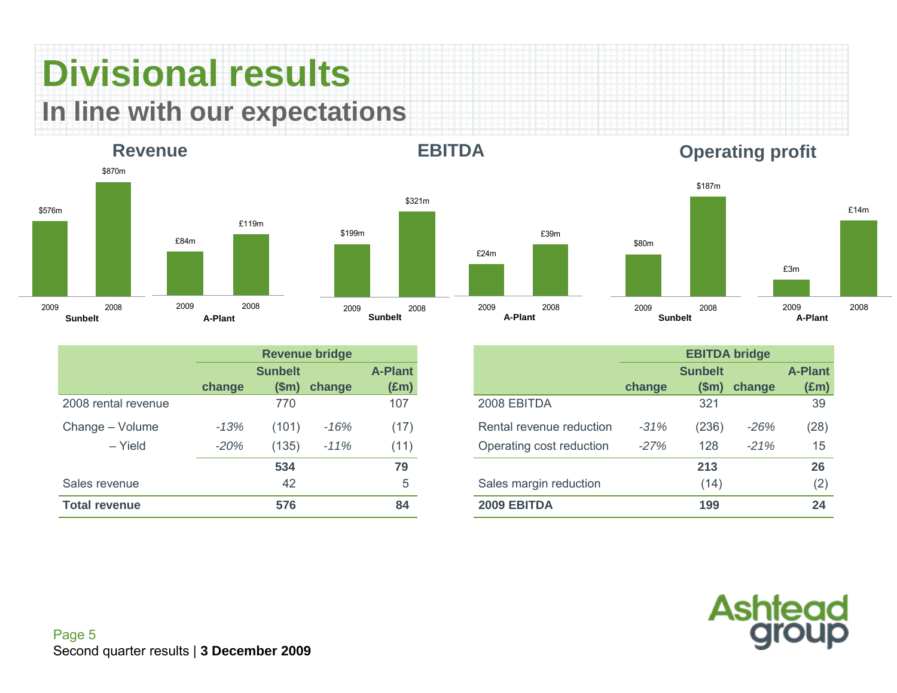# Divisional results

## In line with our expectations

### Revenue

| | 2009 | 2008 |
|---|---|---|
| Sunbelt | $576m | $870m |
| A-Plant | £84m | £119m |

### EBITDA

| | 2009 | 2008 |
|---|---|---|
| Sunbelt | $199m | $321m |
| A-Plant | £24m | £39m |

### Operating profit

| | 2009 | 2008 |
|---|---|---|
| Sunbelt | $80m | $187m |
| A-Plant | £3m | £14m |

| | Revenue bridge | | | |
|---|---|---|---|---|
| | | Sunbelt | | A-Plant |
| | change | ($m) | change | (£m) |
| 2008 rental revenue | | 770 | | 107 |
| Change – Volume | *-13%* | (101) | *-16%* | (17) |
| – Yield | *-20%* | (135) | *-11%* | (11) |
| | | **534** | | **79** |
| Sales revenue | | 42 | | 5 |
| **Total revenue** | | **576** | | **84** |

| | EBITDA bridge | | | |
|---|---|---|---|---|
| | | Sunbelt | | A-Plant |
| | change | ($m) | change | (£m) |
| 2008 EBITDA | | 321 | | 39 |
| Rental revenue reduction | *-31%* | (236) | *-26%* | (28) |
| Operating cost reduction | *-27%* | 128 | *-21%* | 15 |
| | | **213** | | **26** |
| Sales margin reduction | | (14) | | (2) |
| **2009 EBITDA** | | **199** | | **24** |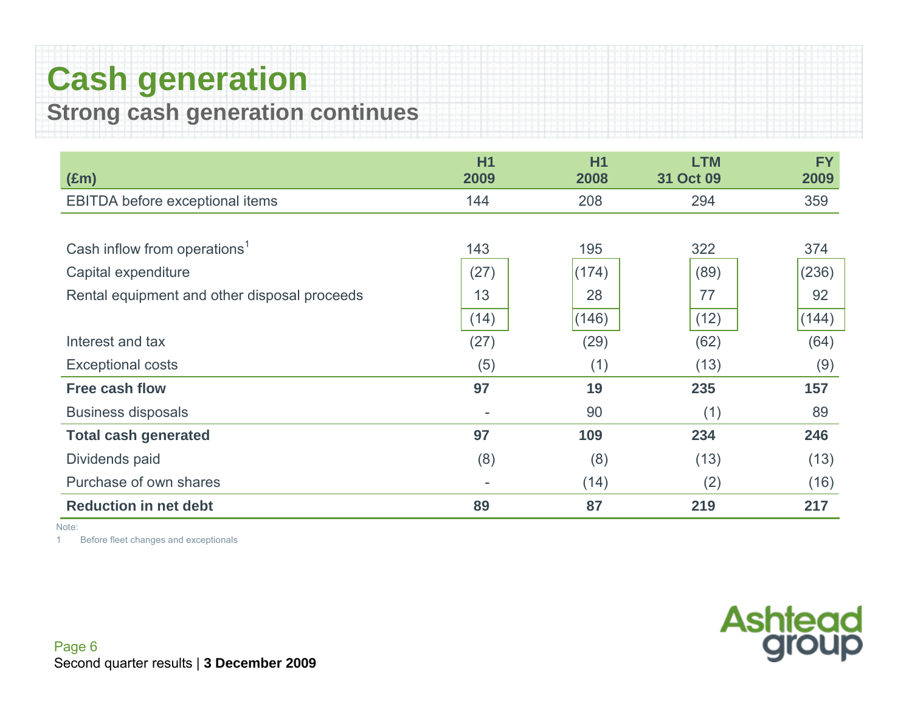# Cash generation

## Strong cash generation continues

| (£m) | H1 2009 | H1 2008 | LTM 31 Oct 09 | FY 2009 |
|---|---|---|---|---|
| EBITDA before exceptional items | 144 | 208 | 294 | 359 |
| | | | | |
| Cash inflow from operations[1] | 143 | 195 | 322 | 374 |
| Capital expenditure | (27) | (174) | (89) | (236) |
| Rental equipment and other disposal proceeds | 13 | 28 | 77 | 92 |
| | (14) | (146) | (12) | (144) |
| Interest and tax | (27) | (29) | (62) | (64) |
| Exceptional costs | (5) | (1) | (13) | (9) |
| **Free cash flow** | **97** | **19** | **235** | **157** |
| Business disposals | - | 90 | (1) | 89 |
| **Total cash generated** | **97** | **109** | **234** | **246** |
| Dividends paid | (8) | (8) | (13) | (13) |
| Purchase of own shares | - | (14) | (2) | (16) |
| **Reduction in net debt** | **89** | **87** | **219** | **217** |

Note:

1 Before fleet changes and exceptionals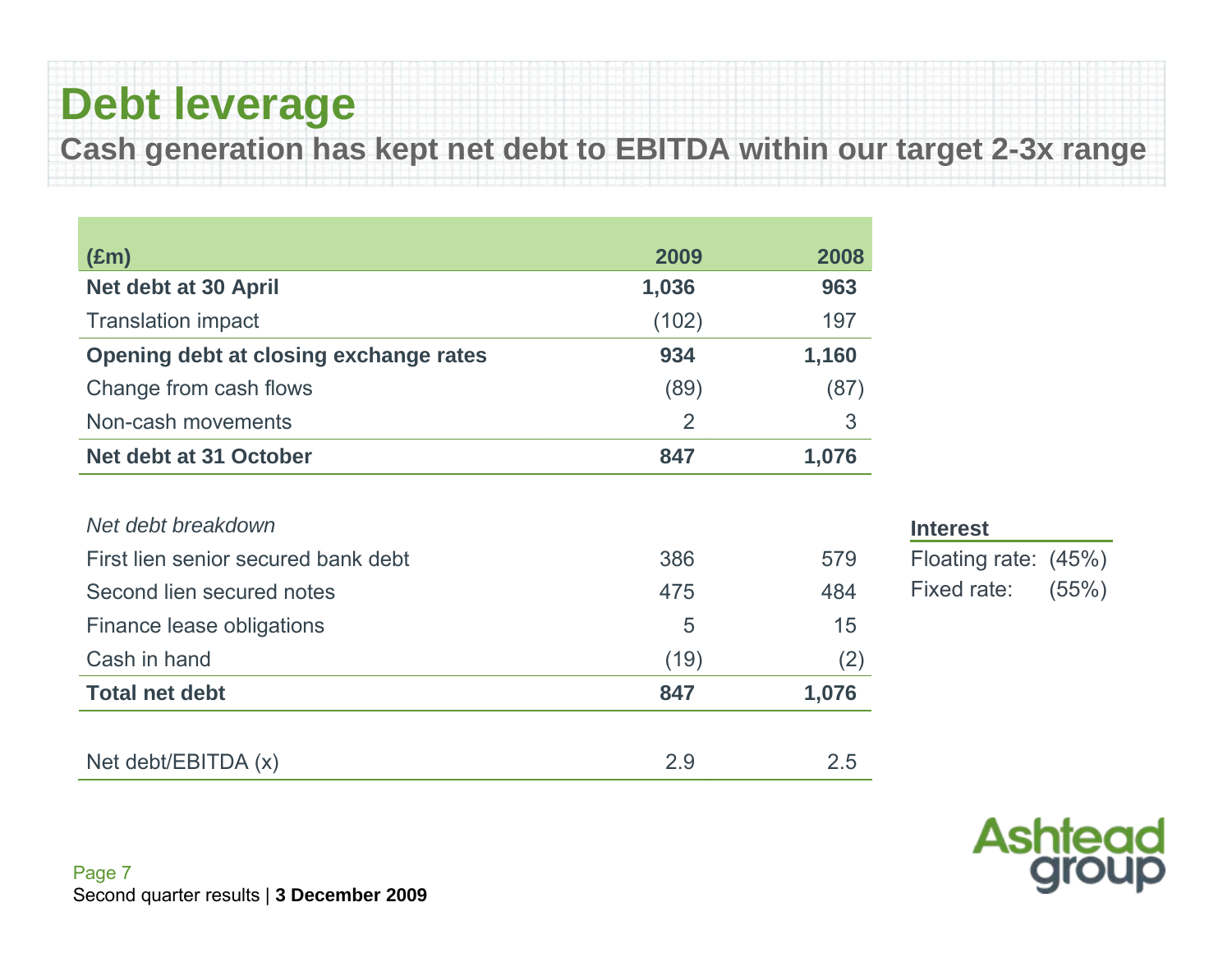# Debt leverage

## Cash generation has kept net debt to EBITDA within our target 2-3x range

| (£m) | 2009 | 2008 |
|---|---|---|
| **Net debt at 30 April** | **1,036** | **963** |
| Translation impact | (102) | 197 |
| **Opening debt at closing exchange rates** | **934** | **1,160** |
| Change from cash flows | (89) | (87) |
| Non-cash movements | 2 | 3 |
| **Net debt at 31 October** | **847** | **1,076** |
| | | |
| *Net debt breakdown* | | |
| First lien senior secured bank debt | 386 | 579 |
| Second lien secured notes | 475 | 484 |
| Finance lease obligations | 5 | 15 |
| Cash in hand | (19) | (2) |
| **Total net debt** | **847** | **1,076** |
| | | |
| Net debt/EBITDA (x) | 2.9 | 2.5 |

**Interest**

Floating rate: (45%)

Fixed rate: (55%)

Second quarter results | **3 December 2009**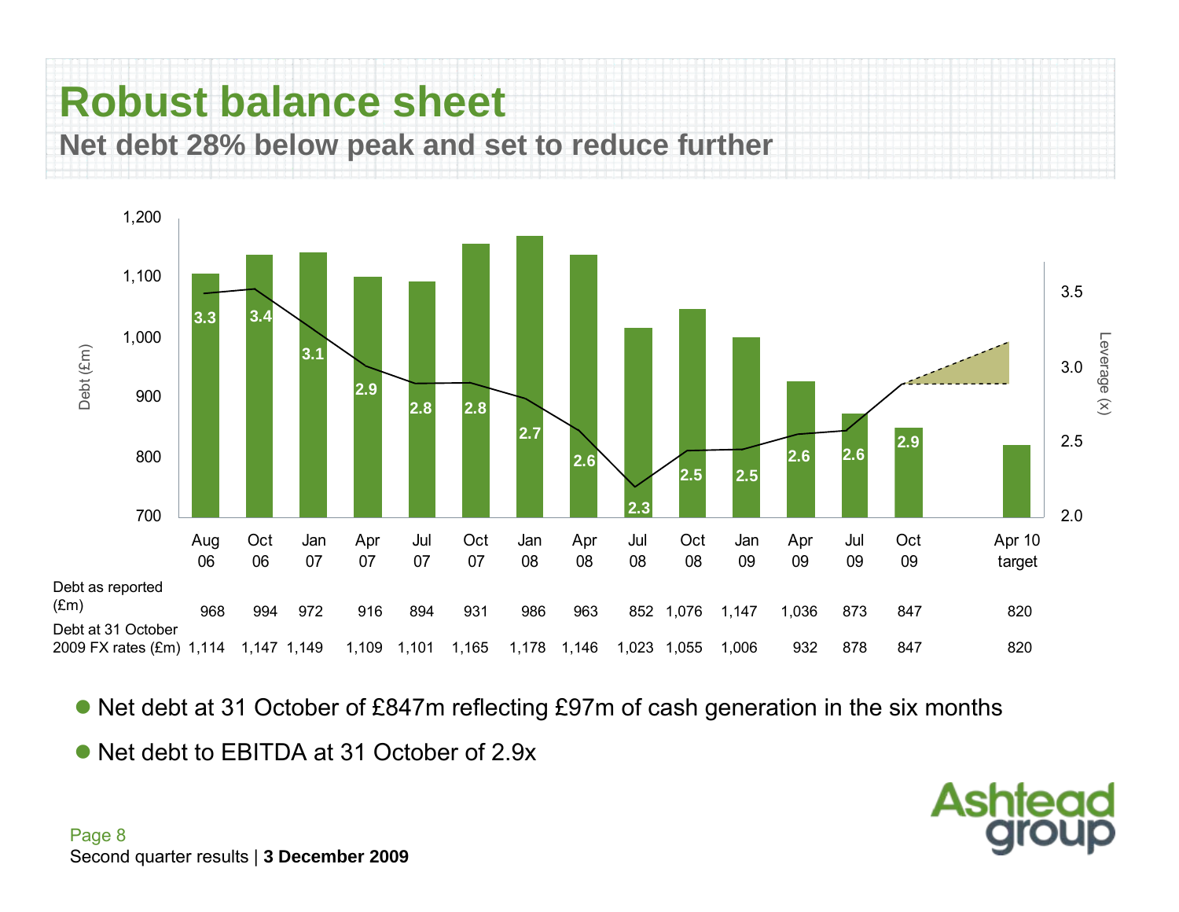# Robust balance sheet

## Net debt 28% below peak and set to reduce further

| | Aug 06 | Oct 06 | Jan 07 | Apr 07 | Jul 07 | Oct 07 | Jan 08 | Apr 08 | Jul 08 | Oct 08 | Jan 09 | Apr 09 | Jul 09 | Oct 09 | Apr 10 target |
|---|---|---|---|---|---|---|---|---|---|---|---|---|---|---|---|
| Leverage (x) | 3.3 | 3.4 | 3.1 | 2.9 | 2.8 | 2.8 | 2.7 | 2.6 | 2.3 | 2.5 | 2.5 | 2.6 | 2.6 | 2.9 | |
| Debt as reported (£m) | 968 | 994 | 972 | 916 | 894 | 931 | 986 | 963 | 852 | 1,076 | 1,147 | 1,036 | 873 | 847 | 820 |
| Debt at 31 October 2009 FX rates (£m) | 1,114 | 1,147 | 1,149 | 1,109 | 1,101 | 1,165 | 1,178 | 1,146 | 1,023 | 1,055 | 1,006 | 932 | 878 | 847 | 820 |

- Net debt at 31 October of £847m reflecting £97m of cash generation in the six months
- Net debt to EBITDA at 31 October of 2.9x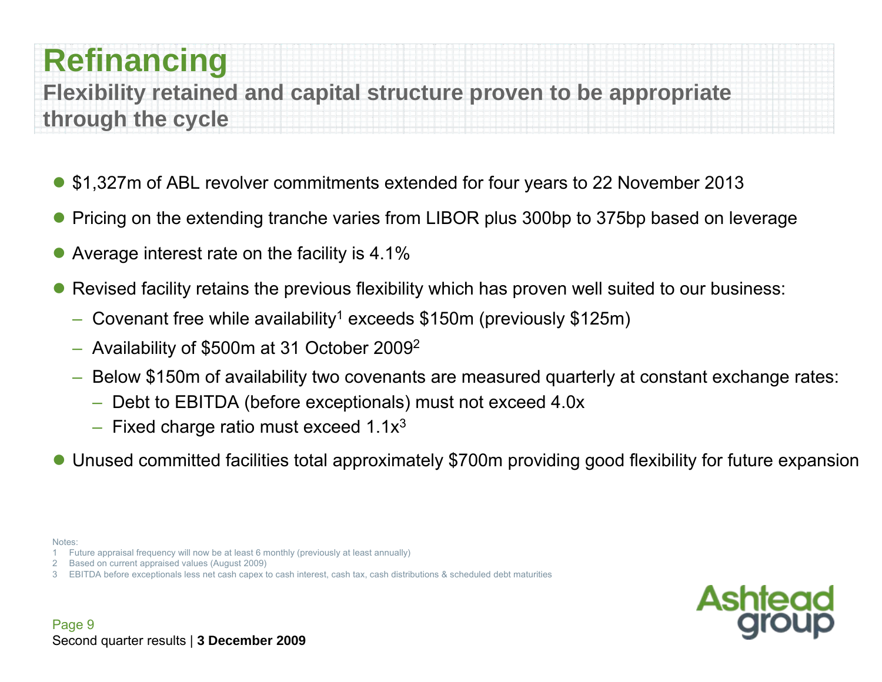# Refinancing

## Flexibility retained and capital structure proven to be appropriate through the cycle

- $1,327m of ABL revolver commitments extended for four years to 22 November 2013
- Pricing on the extending tranche varies from LIBOR plus 300bp to 375bp based on leverage
- Average interest rate on the facility is 4.1%
- Revised facility retains the previous flexibility which has proven well suited to our business:
  - Covenant free while availability[1] exceeds $150m (previously $125m)
  - Availability of $500m at 31 October 2009[2]
  - Below $150m of availability two covenants are measured quarterly at constant exchange rates:
    - Debt to EBITDA (before exceptionals) must not exceed 4.0x
    - Fixed charge ratio must exceed 1.1x[3]
- Unused committed facilities total approximately $700m providing good flexibility for future expansion

Notes:

1 Future appraisal frequency will now be at least 6 monthly (previously at least annually)

2 Based on current appraised values (August 2009)

3 EBITDA before exceptionals less net cash capex to cash interest, cash tax, cash distributions & scheduled debt maturities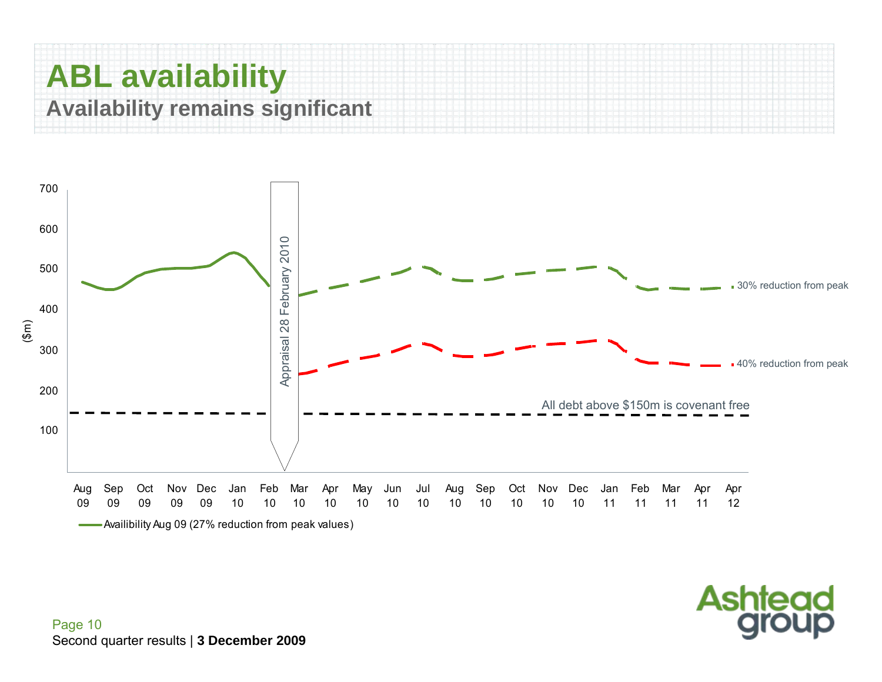# ABL availability

## Availability remains significant

($m)

700
600
500
400
300
200
100

Appraisal 28 February 2010

30% reduction from peak

40% reduction from peak

All debt above $150m is covenant free

Aug 09, Sep 09, Oct 09, Nov 09, Dec 09, Jan 10, Feb 10, Mar 10, Apr 10, May 10, Jun 10, Jul 10, Aug 10, Sep 10, Oct 10, Nov 10, Dec 10, Jan 11, Feb 11, Mar 11, Apr 11, Apr 12

Availibility Aug 09 (27% reduction from peak values)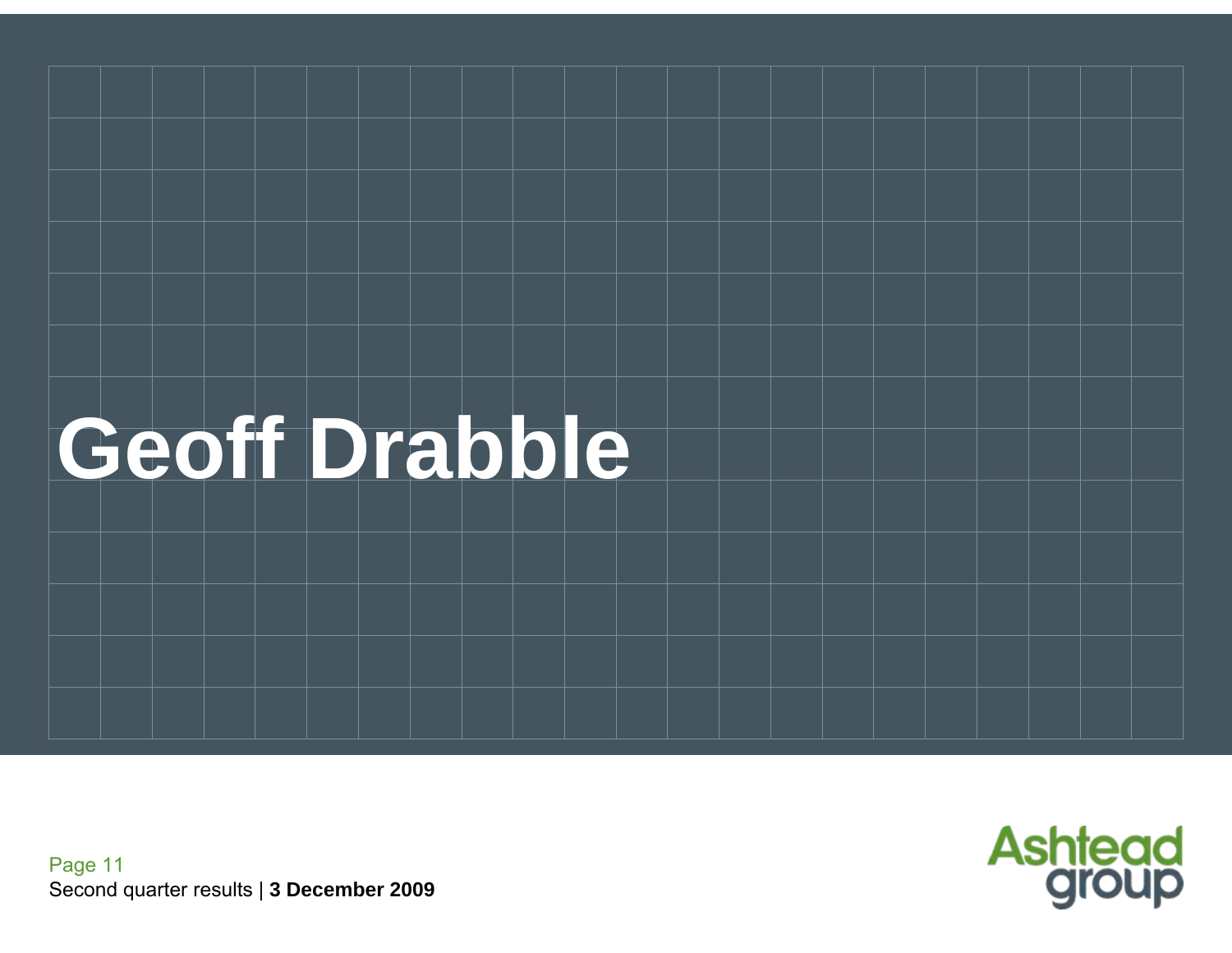# Geoff Drabble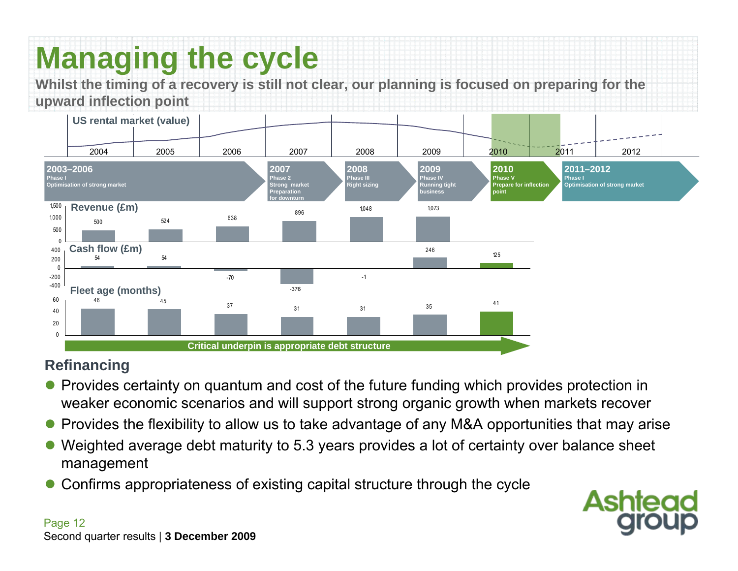# Managing the cycle

**Whilst the timing of a recovery is still not clear, our planning is focused on preparing for the upward inflection point**

**US rental market (value)**

| | 2003–2006 | 2007 | 2008 | 2009 | 2010 | 2011–2012 |
|---|---|---|---|---|---|---|
| Phase | Phase I Optimisation of strong market | Phase 2 Strong market Preparation for downturn | Phase III Right sizing | Phase IV Running tight business | Phase V Prepare for inflection point | Phase I Optimisation of strong market |

| | 2004 | 2005 | 2006 | 2007 | 2008 | 2009 | 2010 |
|---|---|---|---|---|---|---|---|
| Revenue (£m) | 500 | 524 | 638 | 896 | 1,048 | 1,073 | |
| Cash flow (£m) | 54 | 54 | -70 | -376 | -1 | 246 | 125 |
| Fleet age (months) | 46 | 45 | 37 | 31 | 31 | 35 | 41 |

Critical underpin is appropriate debt structure

## Refinancing

- Provides certainty on quantum and cost of the future funding which provides protection in weaker economic scenarios and will support strong organic growth when markets recover
- Provides the flexibility to allow us to take advantage of any M&A opportunities that may arise
- Weighted average debt maturity to 5.3 years provides a lot of certainty over balance sheet management
- Confirms appropriateness of existing capital structure through the cycle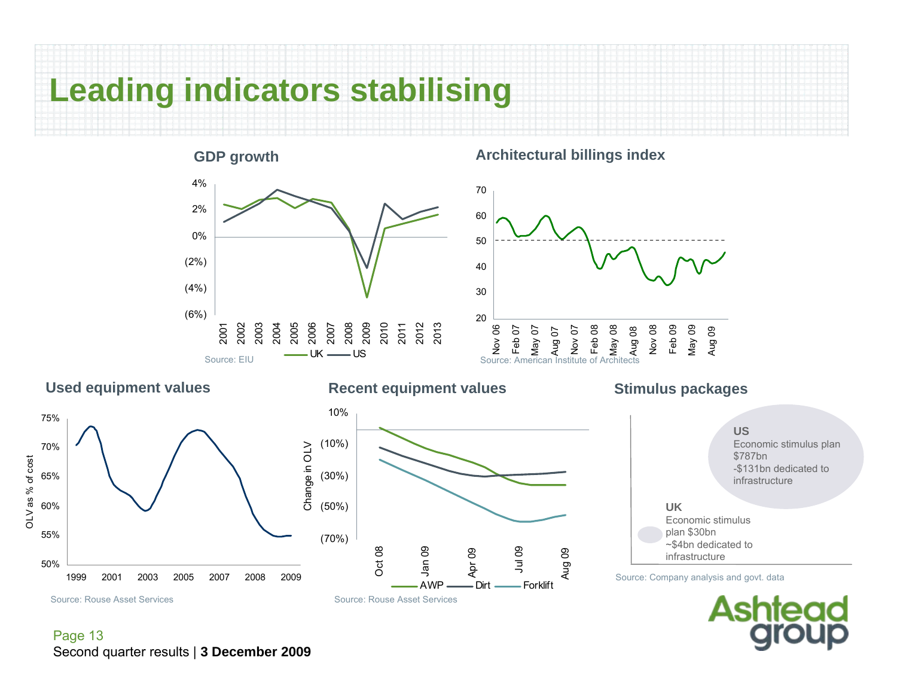# Leading indicators stabilising

## GDP growth

Source: EIU

## Architectural billings index

Source: American Institute of Architects

## Used equipment values

Source: Rouse Asset Services

## Recent equipment values

Source: Rouse Asset Services

## Stimulus packages

**US**
Economic stimulus plan $787bn
-$131bn dedicated to infrastructure

**UK**
Economic stimulus plan $30bn
~$4bn dedicated to infrastructure

Source: Company analysis and govt. data

Second quarter results | **3 December 2009**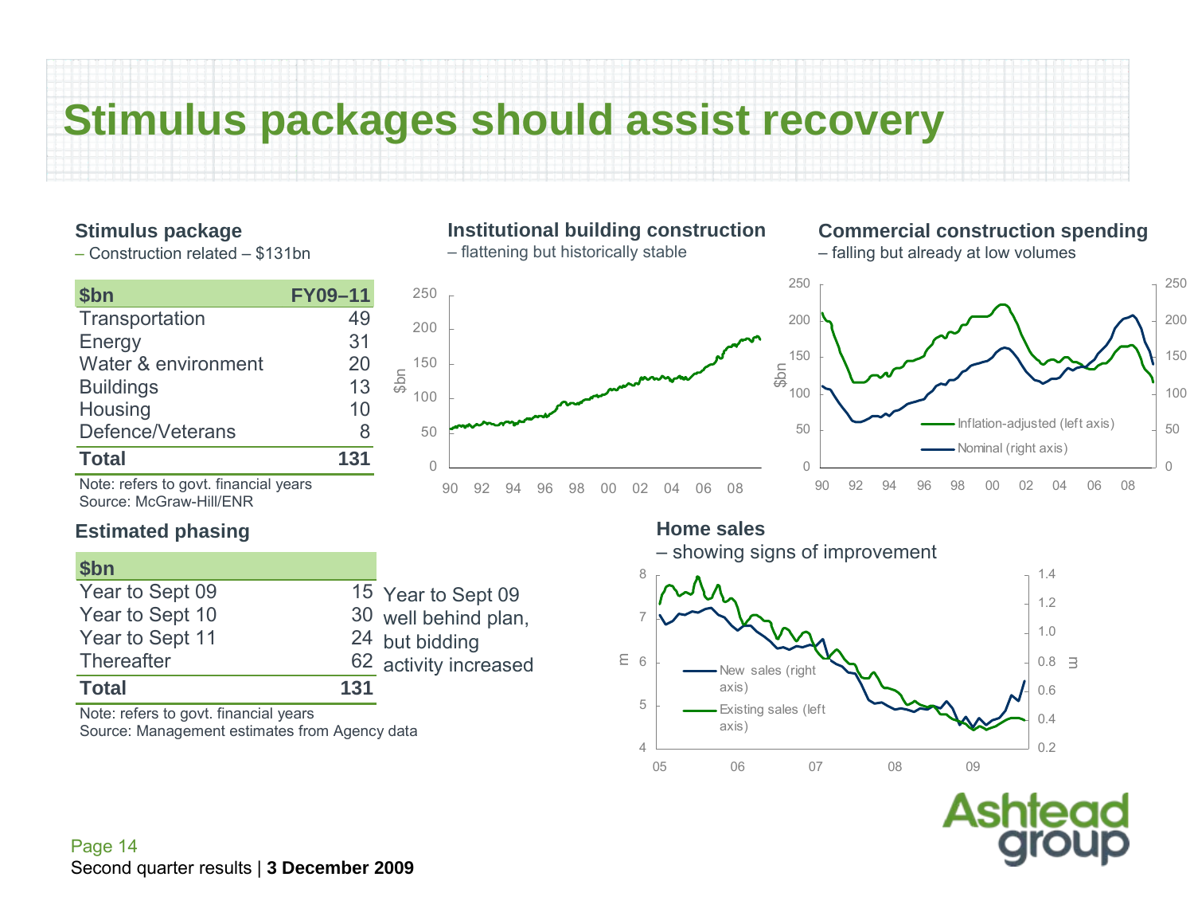# Stimulus packages should assist recovery

### Stimulus package
– Construction related – $131bn

| $bn | FY09–11 |
|---|---|
| Transportation | 49 |
| Energy | 31 |
| Water & environment | 20 |
| Buildings | 13 |
| Housing | 10 |
| Defence/Veterans | 8 |
| **Total** | **131** |

Note: refers to govt. financial years
Source: McGraw-Hill/ENR

### Institutional building construction
– flattening but historically stable

### Commercial construction spending
– falling but already at low volumes

### Estimated phasing

| $bn | |
|---|---|
| Year to Sept 09 | 15 |
| Year to Sept 10 | 30 |
| Year to Sept 11 | 24 |
| Thereafter | 62 |
| **Total** | **131** |

Year to Sept 09 well behind plan, but bidding activity increased

Note: refers to govt. financial years
Source: Management estimates from Agency data

### Home sales
– showing signs of improvement

Second quarter results | **3 December 2009**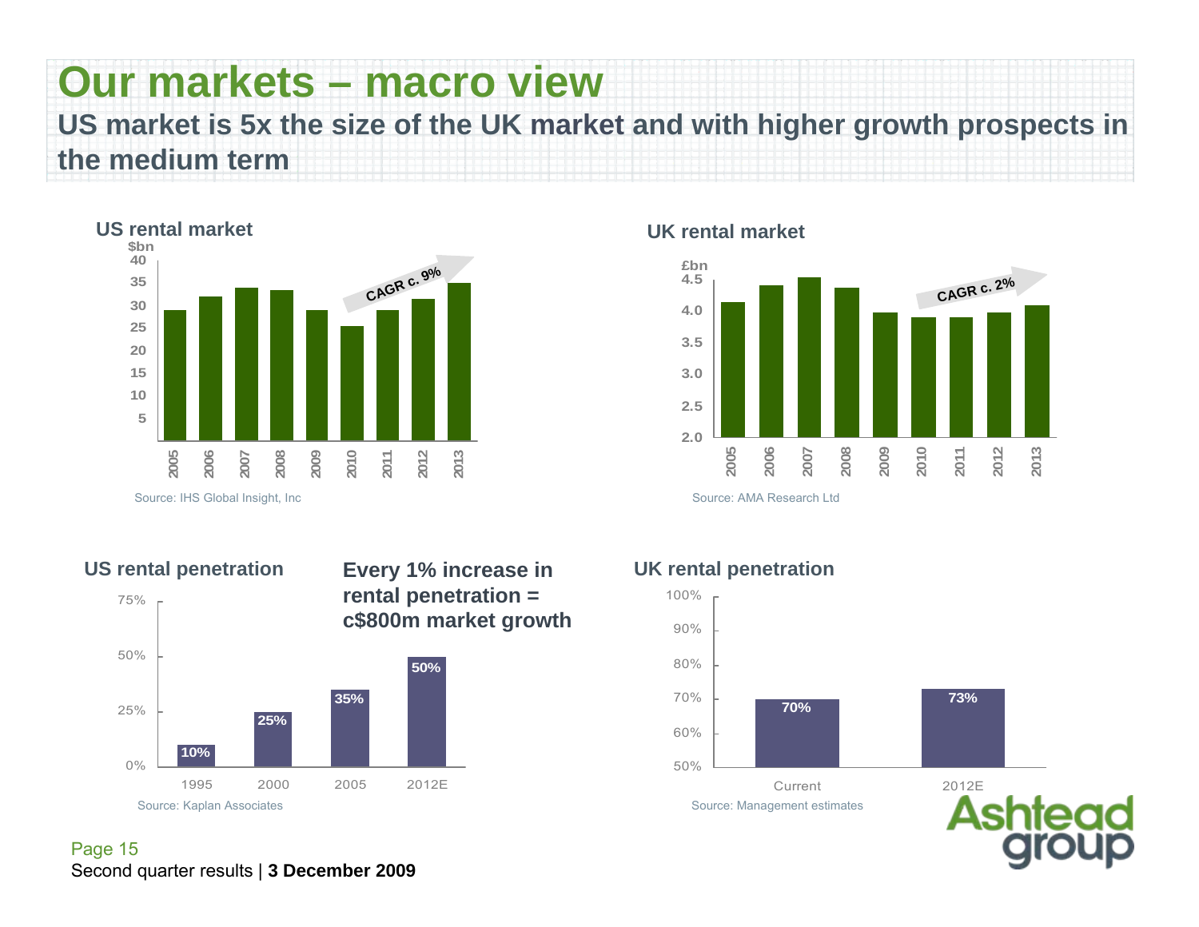# Our markets – macro view

## US market is 5x the size of the UK market and with higher growth prospects in the medium term

### US rental market

$bn

CAGR c. 9%

Source: IHS Global Insight, Inc

### UK rental market

£bn

CAGR c. 2%

Source: AMA Research Ltd

### US rental penetration

| 1995 | 2000 | 2005 | 2012E |
|---|---|---|---|
| 10% | 25% | 35% | 50% |

Source: Kaplan Associates

**Every 1% increase in rental penetration = c$800m market growth**

### UK rental penetration

| Current | 2012E |
|---|---|
| 70% | 73% |

Source: Management estimates

Second quarter results | **3 December 2009**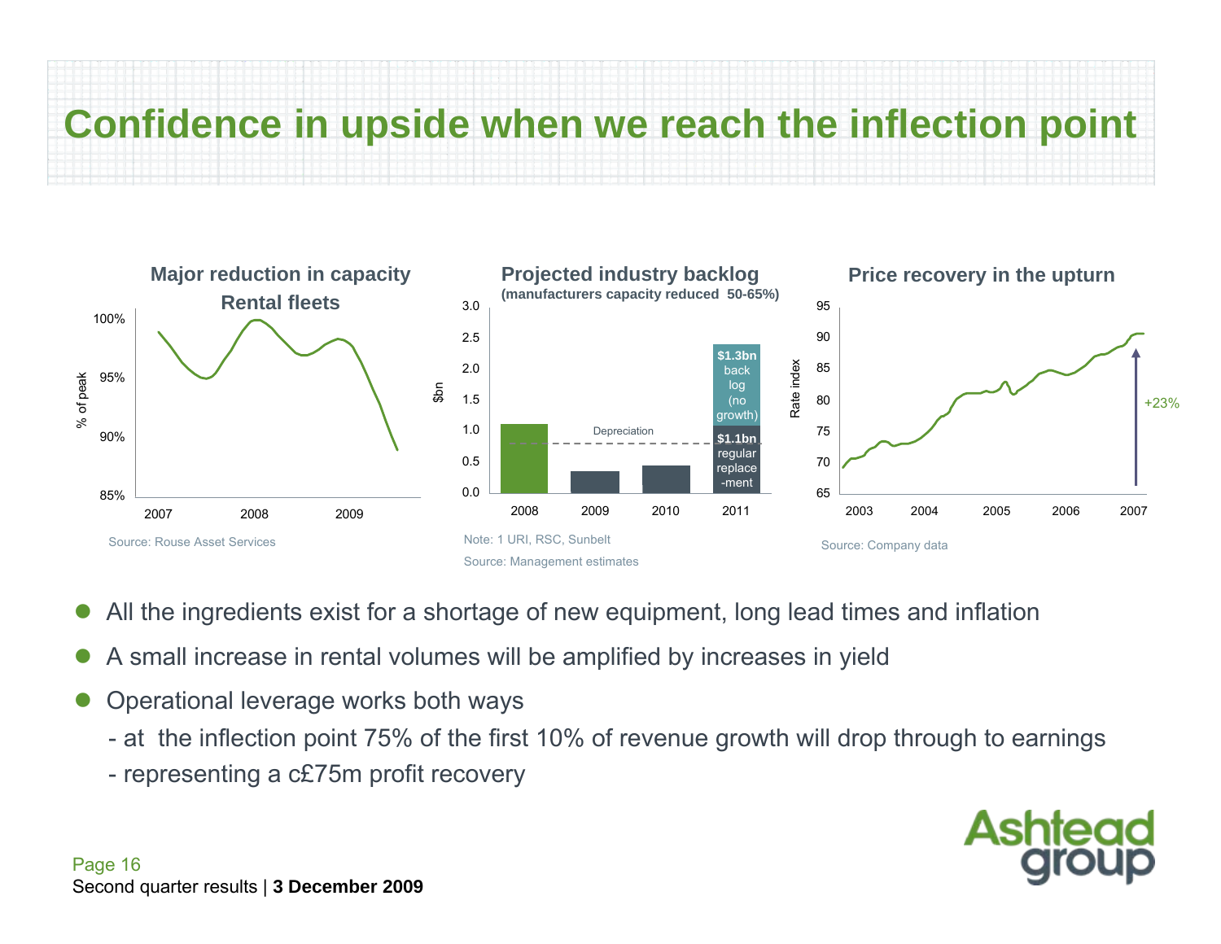# Confidence in upside when we reach the inflection point

**Major reduction in capacity**
**Rental fleets**

% of peak: 100%, 95%, 90%, 85%
2007, 2008, 2009

Source: Rouse Asset Services

**Projected industry backlog**
**(manufacturers capacity reduced 50-65%)**

$bn: 3.0, 2.5, 2.0, 1.5, 1.0, 0.5, 0.0
2008, 2009, 2010, 2011

Depreciation

**$1.3bn** back log (no growth)

**$1.1bn** regular replace -ment

Note: 1 URI, RSC, Sunbelt

Source: Management estimates

**Price recovery in the upturn**

Rate index: 95, 90, 85, 80, 75, 70, 65
2003, 2004, 2005, 2006, 2007

+23%

Source: Company data

- All the ingredients exist for a shortage of new equipment, long lead times and inflation
- A small increase in rental volumes will be amplified by increases in yield
- Operational leverage works both ways
  - at the inflection point 75% of the first 10% of revenue growth will drop through to earnings
  - representing a c£75m profit recovery

Second quarter results | **3 December 2009**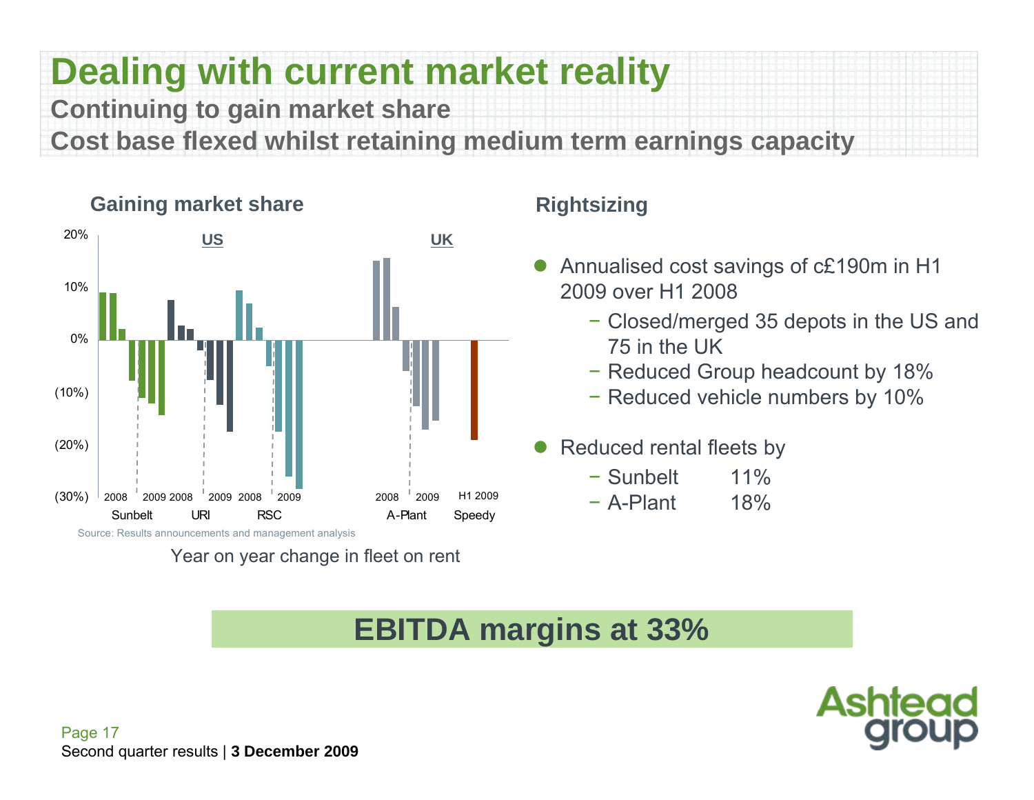# Dealing with current market reality

**Continuing to gain market share**

**Cost base flexed whilst retaining medium term earnings capacity**

## Gaining market share

US | UK

20% | 10% | 0% | (10%) | (20%) | (30%)

Sunbelt 2008 | 2009 — URI 2008 | 2009 — RSC 2008 | 2009 — A-Plant 2008 | 2009 — Speedy H1 2009

Source: Results announcements and management analysis

Year on year change in fleet on rent

## Rightsizing

- Annualised cost savings of c£190m in H1 2009 over H1 2008
  - Closed/merged 35 depots in the US and 75 in the UK
  - Reduced Group headcount by 18%
  - Reduced vehicle numbers by 10%
- Reduced rental fleets by
  - Sunbelt 11%
  - A-Plant 18%

**EBITDA margins at 33%**

Second quarter results | **3 December 2009**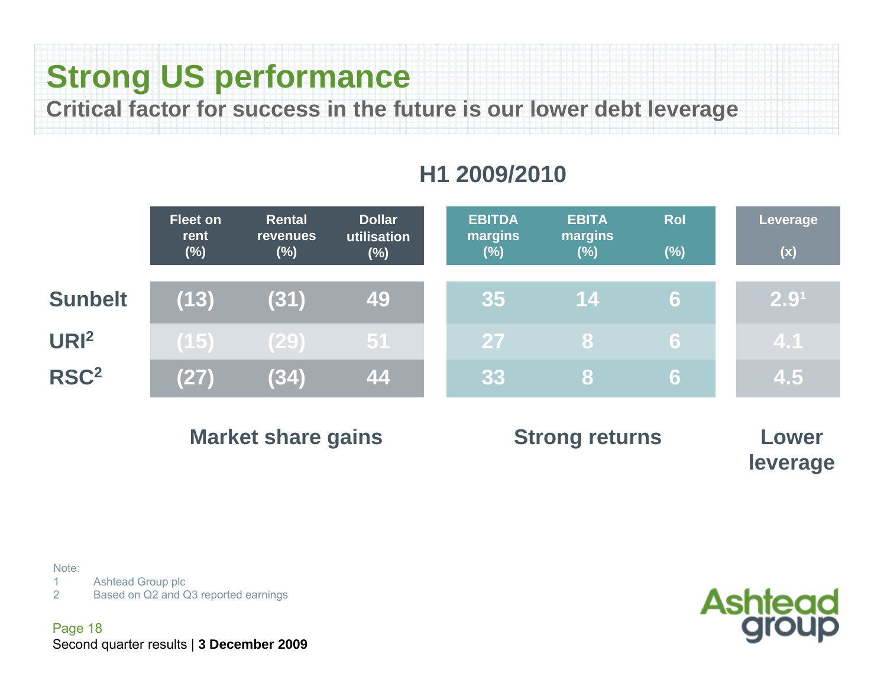# Strong US performance

## Critical factor for success in the future is our lower debt leverage

### H1 2009/2010

| | Fleet on rent (%) | Rental revenues (%) | Dollar utilisation (%) | EBITDA margins (%) | EBITA margins (%) | RoI (%) | Leverage (x) |
|---|---|---|---|---|---|---|---|
| Sunbelt | (13) | (31) | 49 | 35 | 14 | 6 | 2.9[1] |
| URI[2] | (15) | (29) | 51 | 27 | 8 | 6 | 4.1 |
| RSC[2] | (27) | (34) | 44 | 33 | 8 | 6 | 4.5 |
| | Market share gains | | | Strong returns | | | Lower leverage |

Note:
1 Ashtead Group plc
2 Based on Q2 and Q3 reported earnings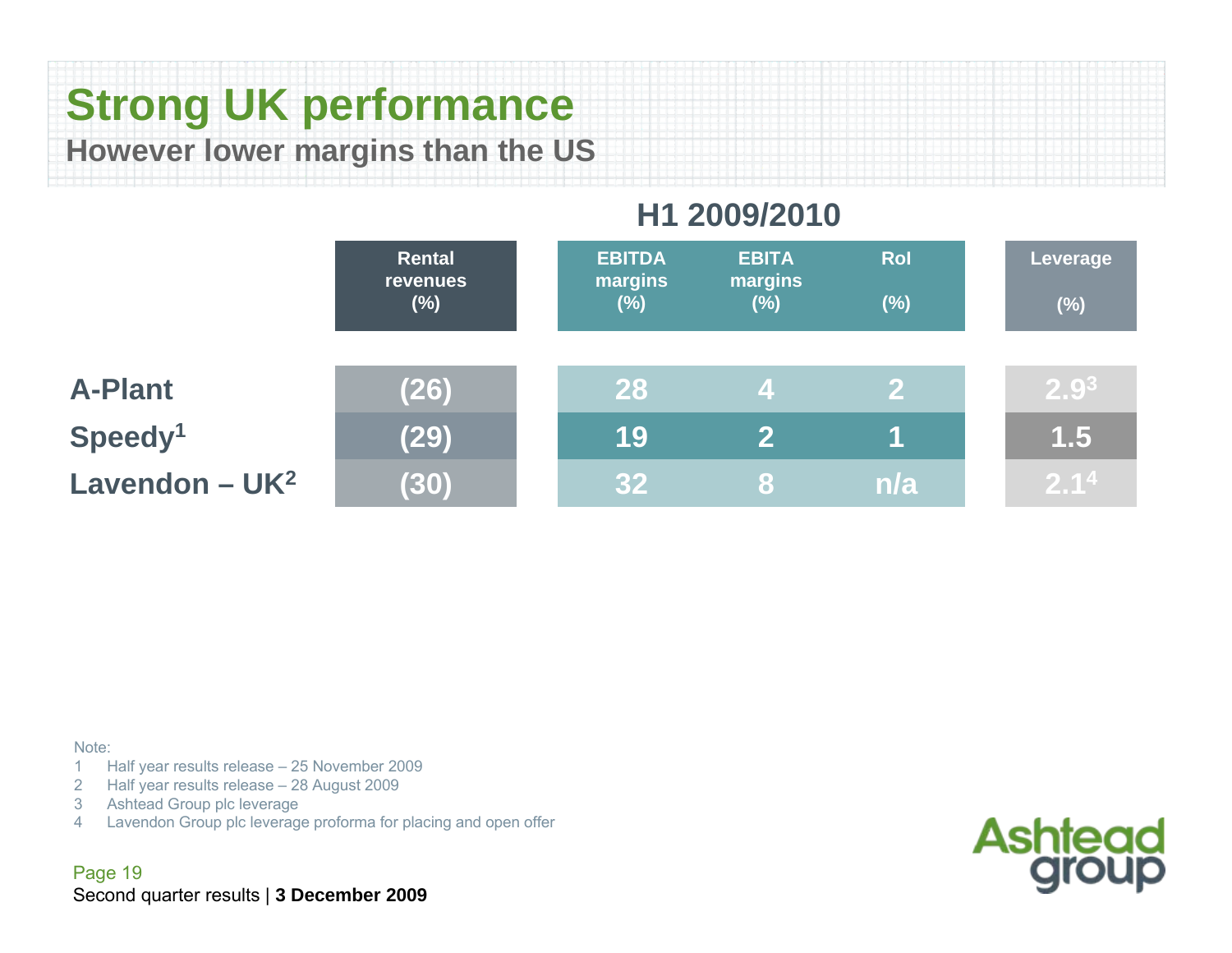# Strong UK performance

## However lower margins than the US

| | H1 2009/2010 | | | | |
|---|---|---|---|---|---|
| | Rental revenues (%) | EBITDA margins (%) | EBITA margins (%) | RoI (%) | Leverage (%) |
| A-Plant | (26) | 28 | 4 | 2 | 2.9[3] |
| Speedy[1] | (29) | 19 | 2 | 1 | 1.5 |
| Lavendon – UK[2] | (30) | 32 | 8 | n/a | 2.1[4] |

Note:
1. Half year results release – 25 November 2009
2. Half year results release – 28 August 2009
3. Ashtead Group plc leverage
4. Lavendon Group plc leverage proforma for placing and open offer

Second quarter results | **3 December 2009**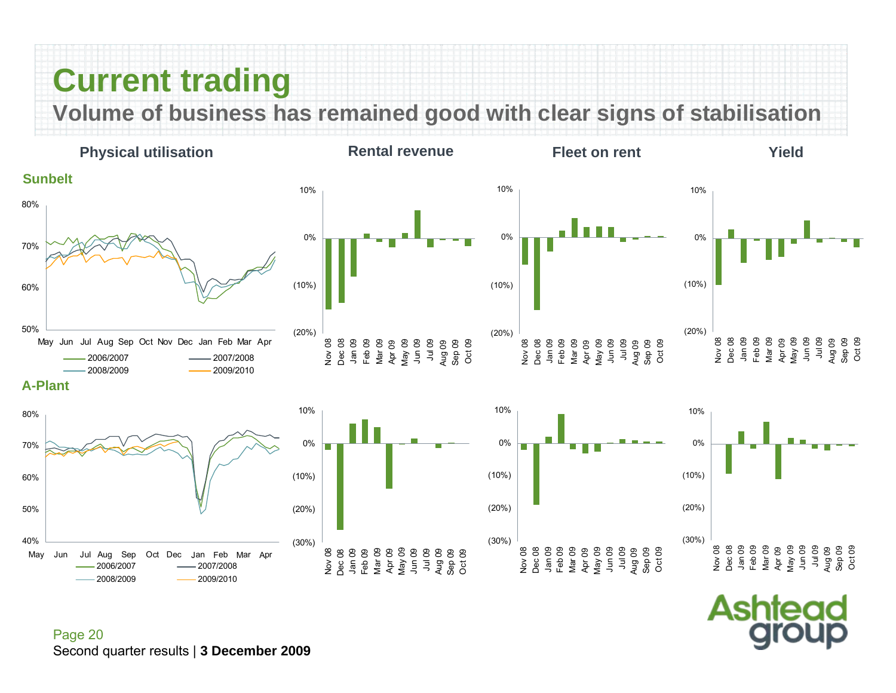# Current trading

## Volume of business has remained good with clear signs of stabilisation

**Physical utilisation** | **Rental revenue** | **Fleet on rent** | **Yield**

**Sunbelt**

80%
70%
60%
50%

May Jun Jul Aug Sep Oct Nov Dec Jan Feb Mar Apr

2006/2007 2007/2008 2008/2009 2009/2010

10%
0%
(10%)
(20%)

Nov 08 Dec 08 Jan 09 Feb 09 Mar 09 Apr 09 May 09 Jun 09 Jul 09 Aug 09 Sep 09 Oct 09

**A-Plant**

80%
70%
60%
50%
40%

May Jun Jul Aug Sep Oct Dec Jan Feb Mar Apr

2006/2007 2007/2008 2008/2009 2009/2010

10%
0%
(10%)
(20%)
(30%)

Nov 08 Dec 08 Jan 09 Feb 09 Mar 09 Apr 09 May 09 Jun 09 Jul 09 Aug 09 Sep 09 Oct 09

Second quarter results | **3 December 2009**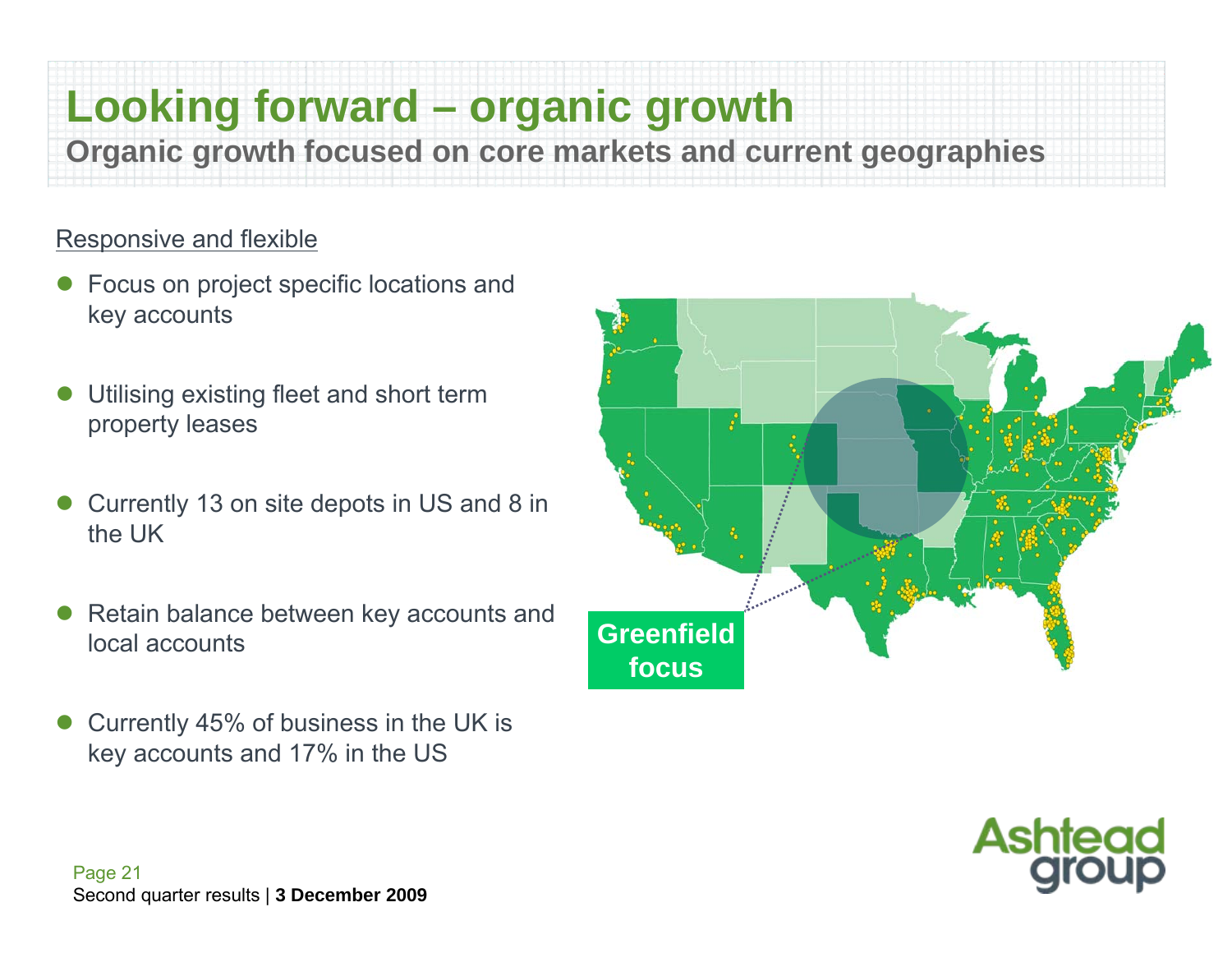# Looking forward – organic growth

## Organic growth focused on core markets and current geographies

Responsive and flexible

- Focus on project specific locations and key accounts
- Utilising existing fleet and short term property leases
- Currently 13 on site depots in US and 8 in the UK
- Retain balance between key accounts and local accounts
- Currently 45% of business in the UK is key accounts and 17% in the US

Greenfield focus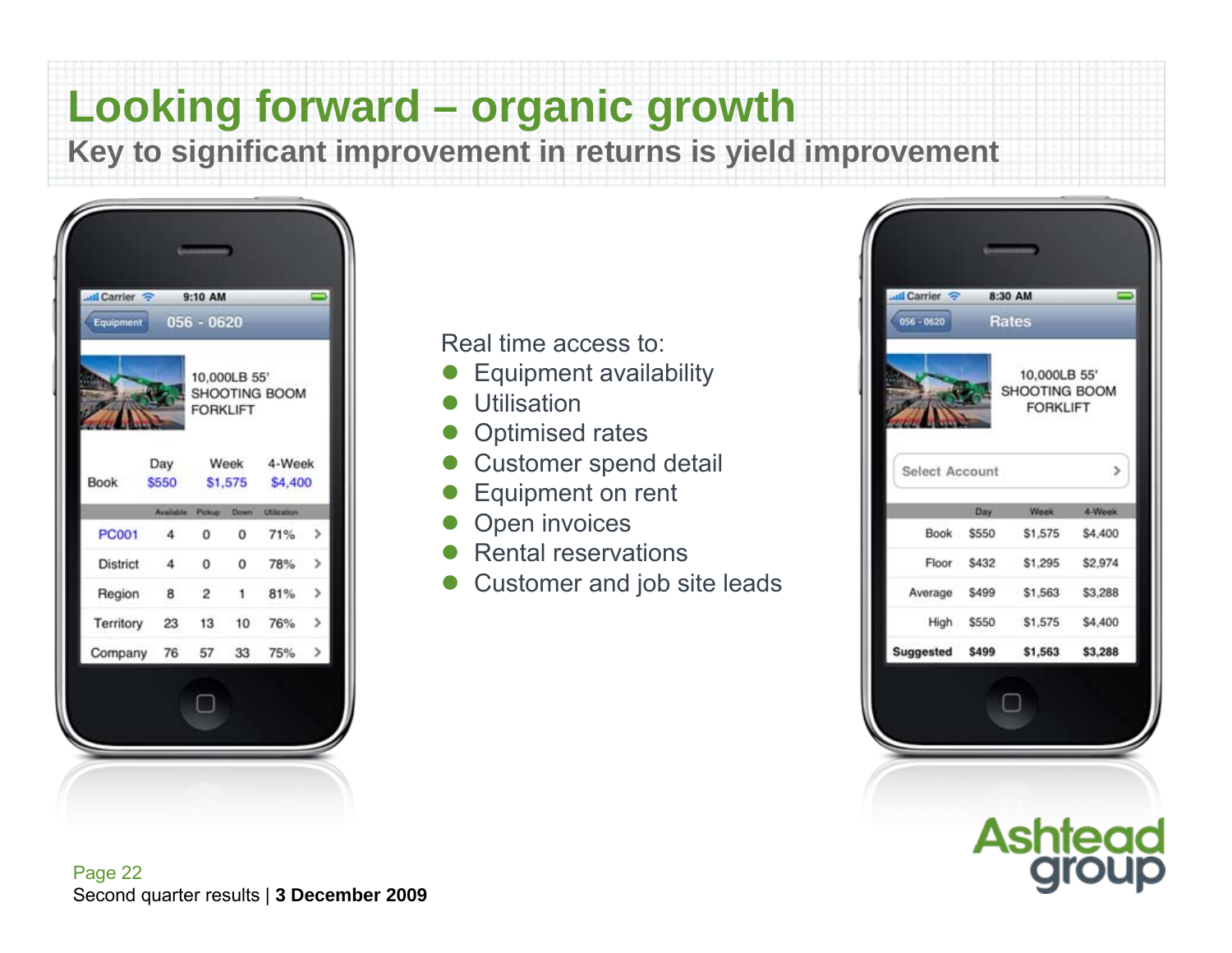# Looking forward – organic growth

## Key to significant improvement in returns is yield improvement

Equipment 056 - 0620

10,000LB 55' SHOOTING BOOM FORKLIFT

| | Day | Week | 4-Week |
|---|---|---|---|
| Book | $550 | $1,575 | $4,400 |

| | Available | Pickup | Down | Utilization |
|---|---|---|---|---|
| PC001 | 4 | 0 | 0 | 71% |
| District | 4 | 0 | 0 | 78% |
| Region | 8 | 2 | 1 | 81% |
| Territory | 23 | 13 | 10 | 76% |
| Company | 76 | 57 | 33 | 75% |

Real time access to:

- Equipment availability
- Utilisation
- Optimised rates
- Customer spend detail
- Equipment on rent
- Open invoices
- Rental reservations
- Customer and job site leads

056 - 0620 Rates

10,000LB 55' SHOOTING BOOM FORKLIFT

Select Account

| | Day | Week | 4-Week |
|---|---|---|---|
| Book | $550 | $1,575 | $4,400 |
| Floor | $432 | $1,295 | $2,974 |
| Average | $499 | $1,563 | $3,288 |
| High | $550 | $1,575 | $4,400 |
| **Suggested** | **$499** | **$1,563** | **$3,288** |

Second quarter results | **3 December 2009**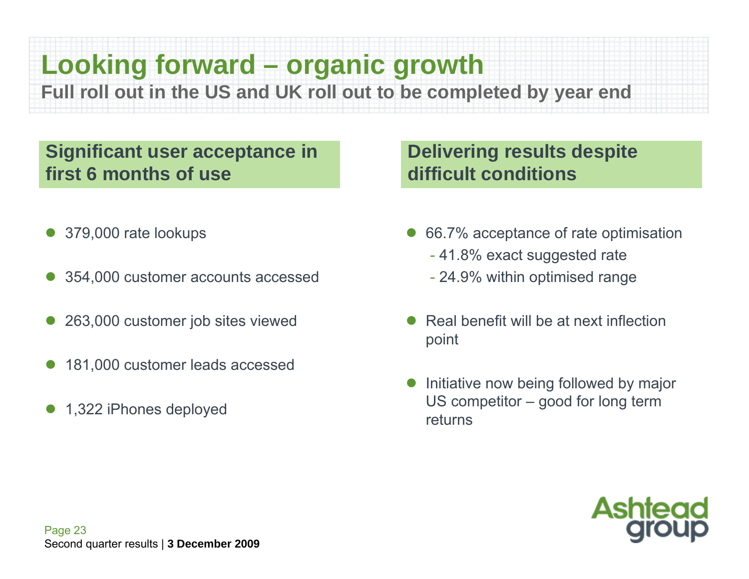# Looking forward – organic growth

**Full roll out in the US and UK roll out to be completed by year end**

## Significant user acceptance in first 6 months of use

- 379,000 rate lookups
- 354,000 customer accounts accessed
- 263,000 customer job sites viewed
- 181,000 customer leads accessed
- 1,322 iPhones deployed

## Delivering results despite difficult conditions

- 66.7% acceptance of rate optimisation
  - 41.8% exact suggested rate
  - 24.9% within optimised range
- Real benefit will be at next inflection point
- Initiative now being followed by major US competitor – good for long term returns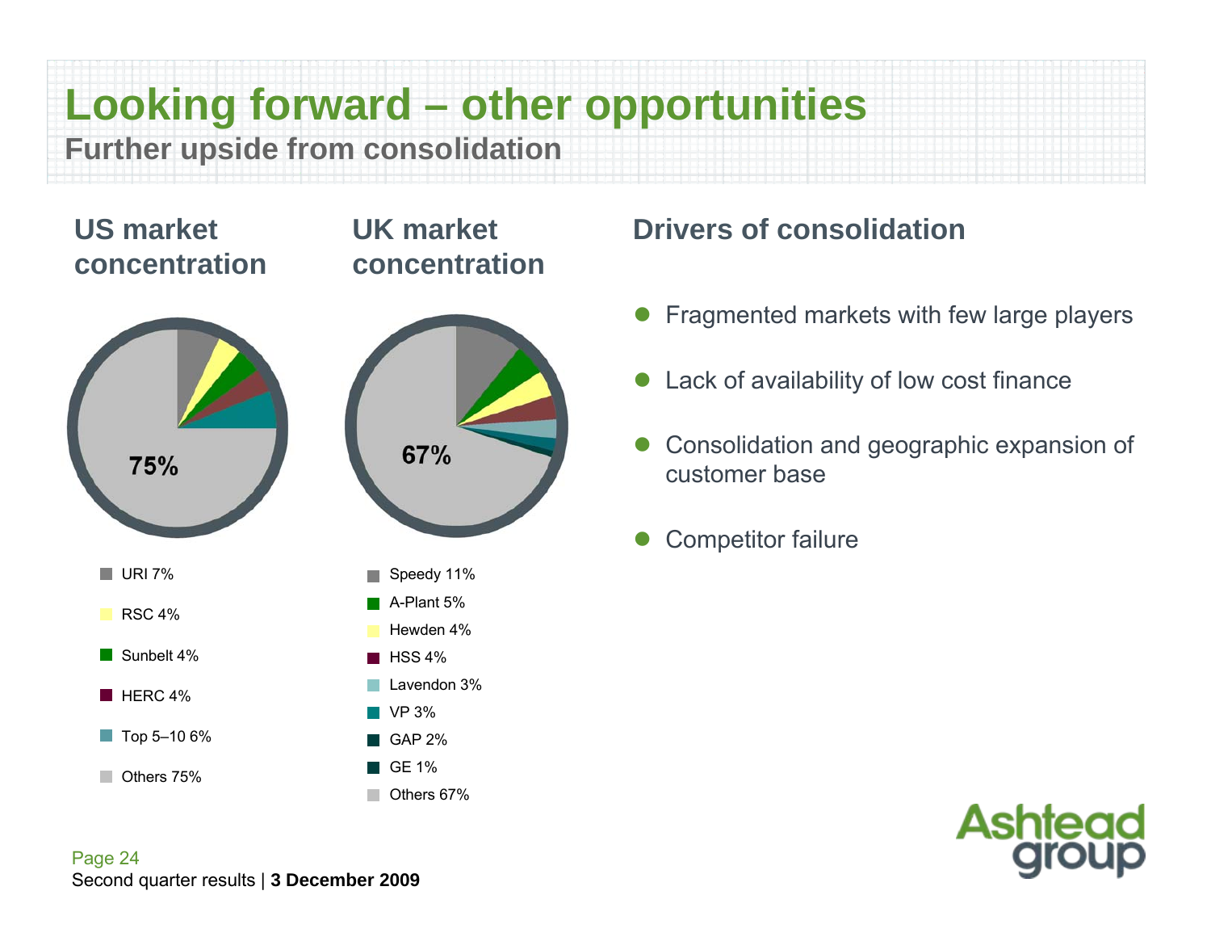# Looking forward – other opportunities

## Further upside from consolidation

### US market concentration

75%

- URI 7%
- RSC 4%
- Sunbelt 4%
- HERC 4%
- Top 5–10 6%
- Others 75%

### UK market concentration

67%

- Speedy 11%
- A-Plant 5%
- Hewden 4%
- HSS 4%
- Lavendon 3%
- VP 3%
- GAP 2%
- GE 1%
- Others 67%

### Drivers of consolidation

- Fragmented markets with few large players
- Lack of availability of low cost finance
- Consolidation and geographic expansion of customer base
- Competitor failure

Second quarter results | **3 December 2009**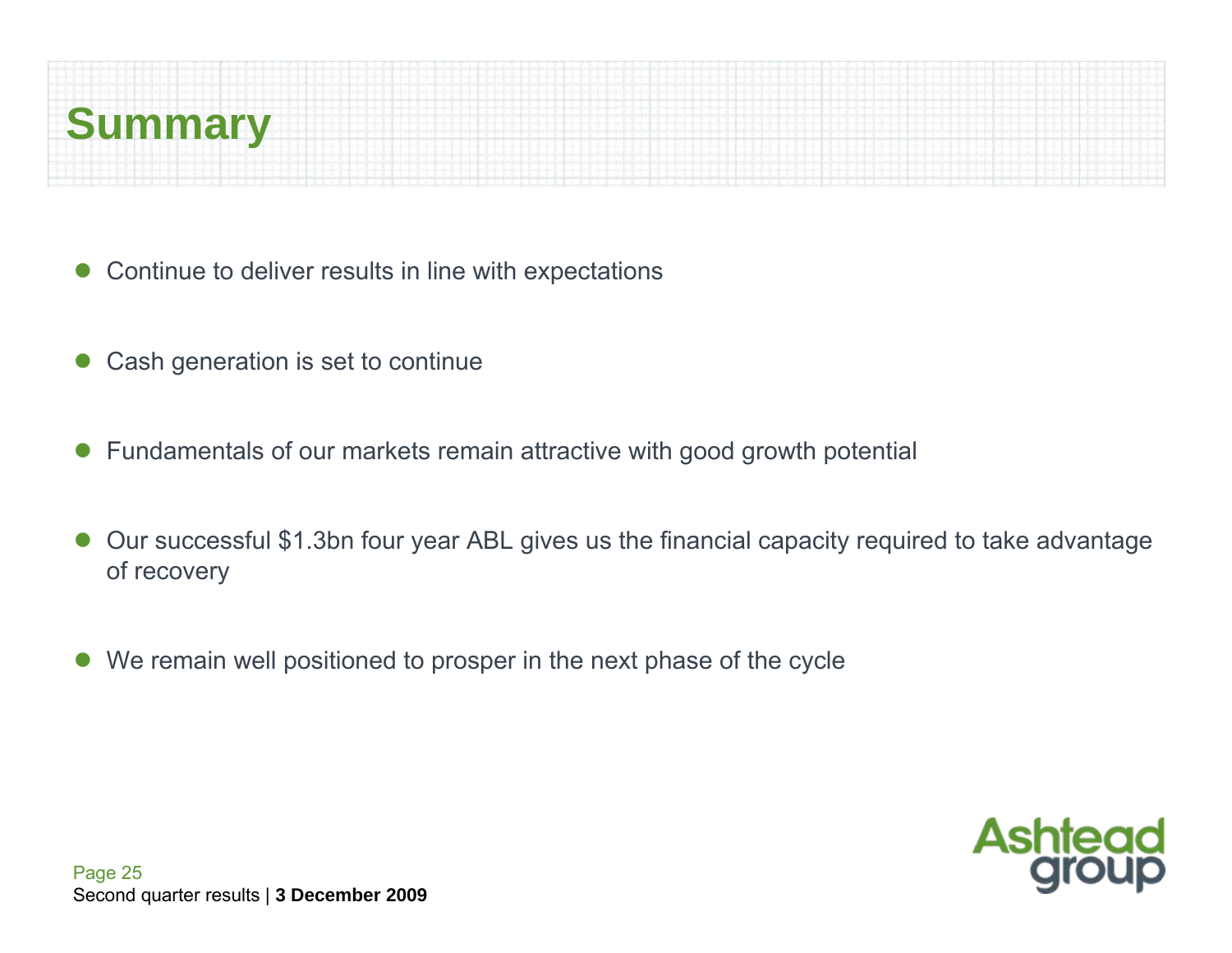# Summary

- Continue to deliver results in line with expectations
- Cash generation is set to continue
- Fundamentals of our markets remain attractive with good growth potential
- Our successful $1.3bn four year ABL gives us the financial capacity required to take advantage of recovery
- We remain well positioned to prosper in the next phase of the cycle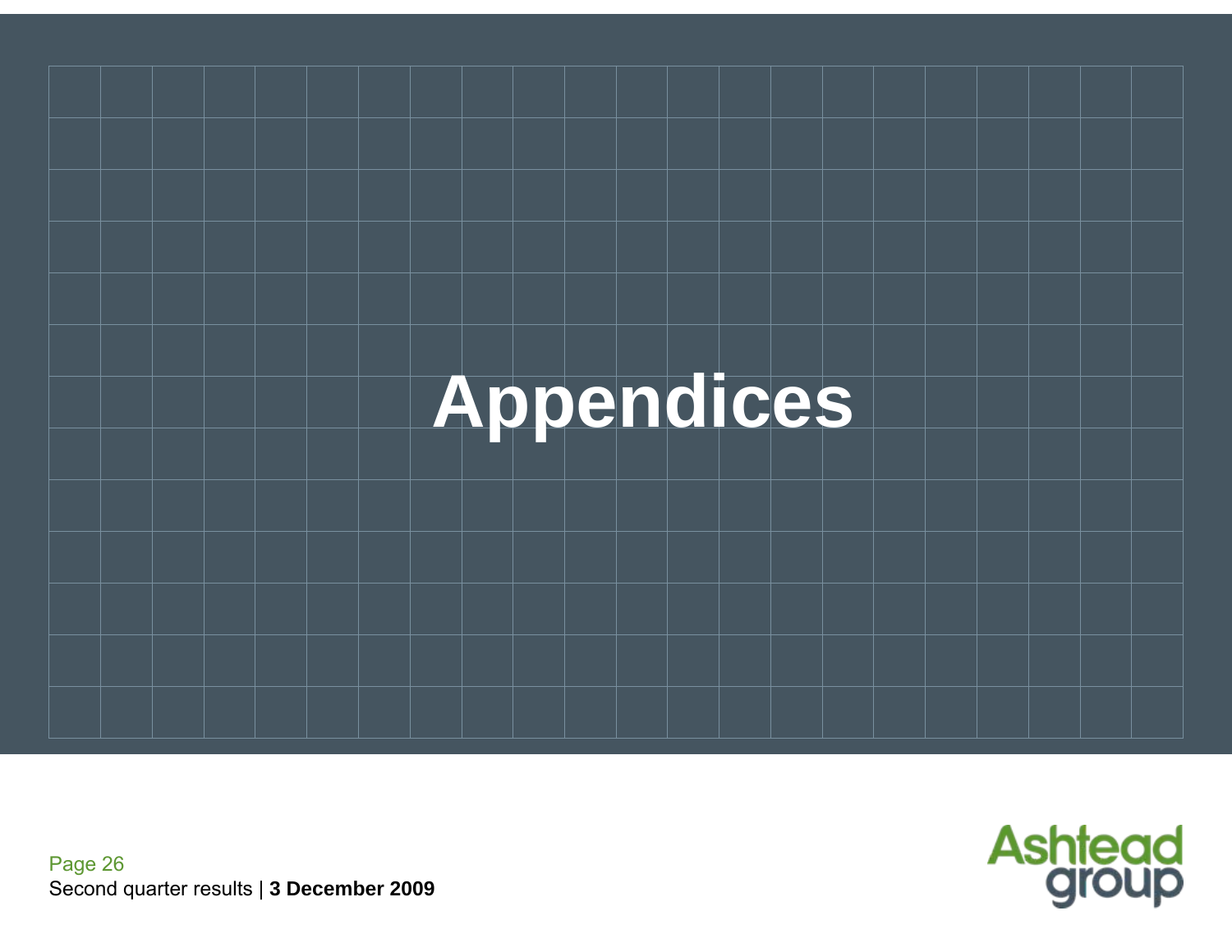# Appendices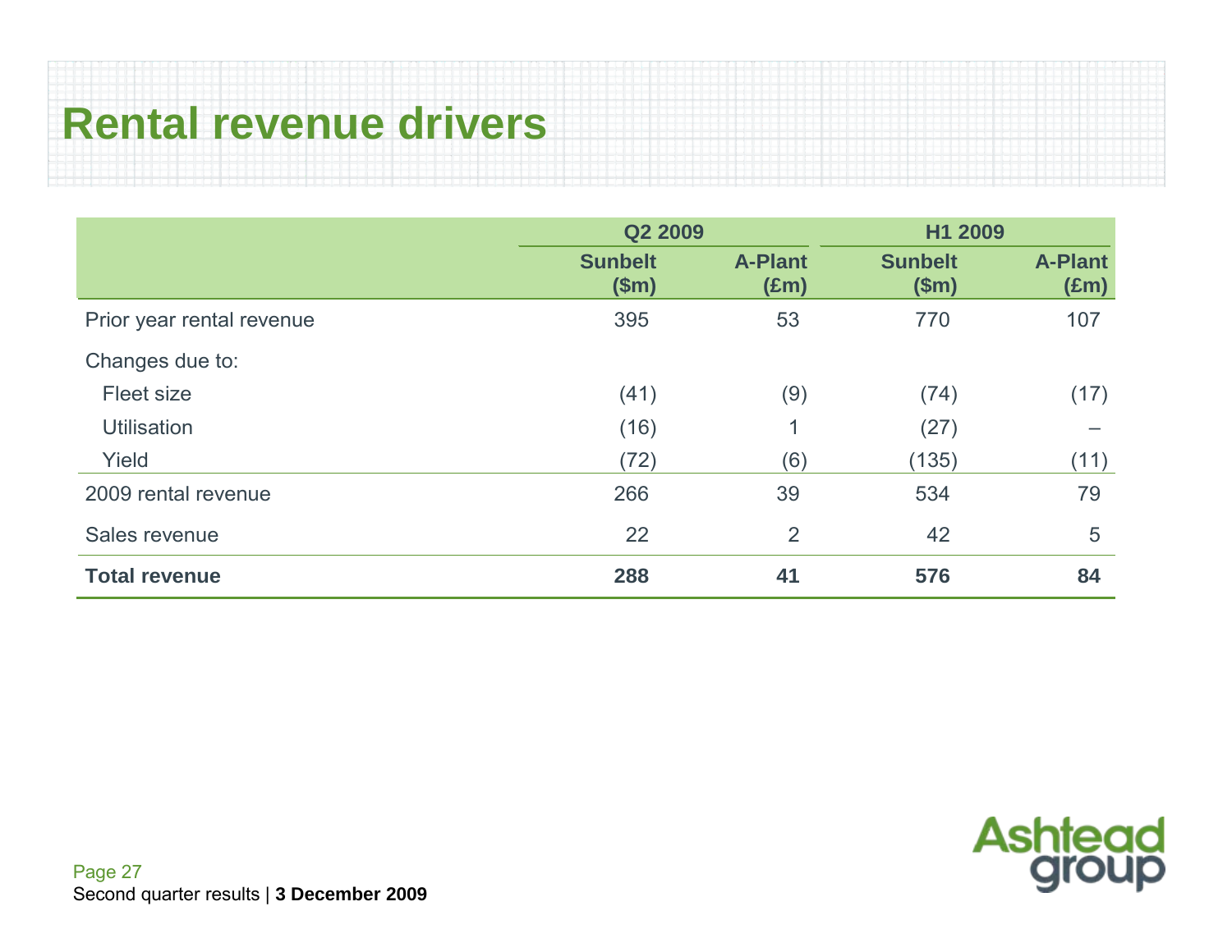# Rental revenue drivers

| | Q2 2009 | | H1 2009 | |
|---|---|---|---|---|
| | **Sunbelt ($m)** | **A-Plant (£m)** | **Sunbelt ($m)** | **A-Plant (£m)** |
| Prior year rental revenue | 395 | 53 | 770 | 107 |
| Changes due to: | | | | |
| Fleet size | (41) | (9) | (74) | (17) |
| Utilisation | (16) | 1 | (27) | – |
| Yield | (72) | (6) | (135) | (11) |
| 2009 rental revenue | 266 | 39 | 534 | 79 |
| Sales revenue | 22 | 2 | 42 | 5 |
| **Total revenue** | **288** | **41** | **576** | **84** |

Second quarter results | **3 December 2009**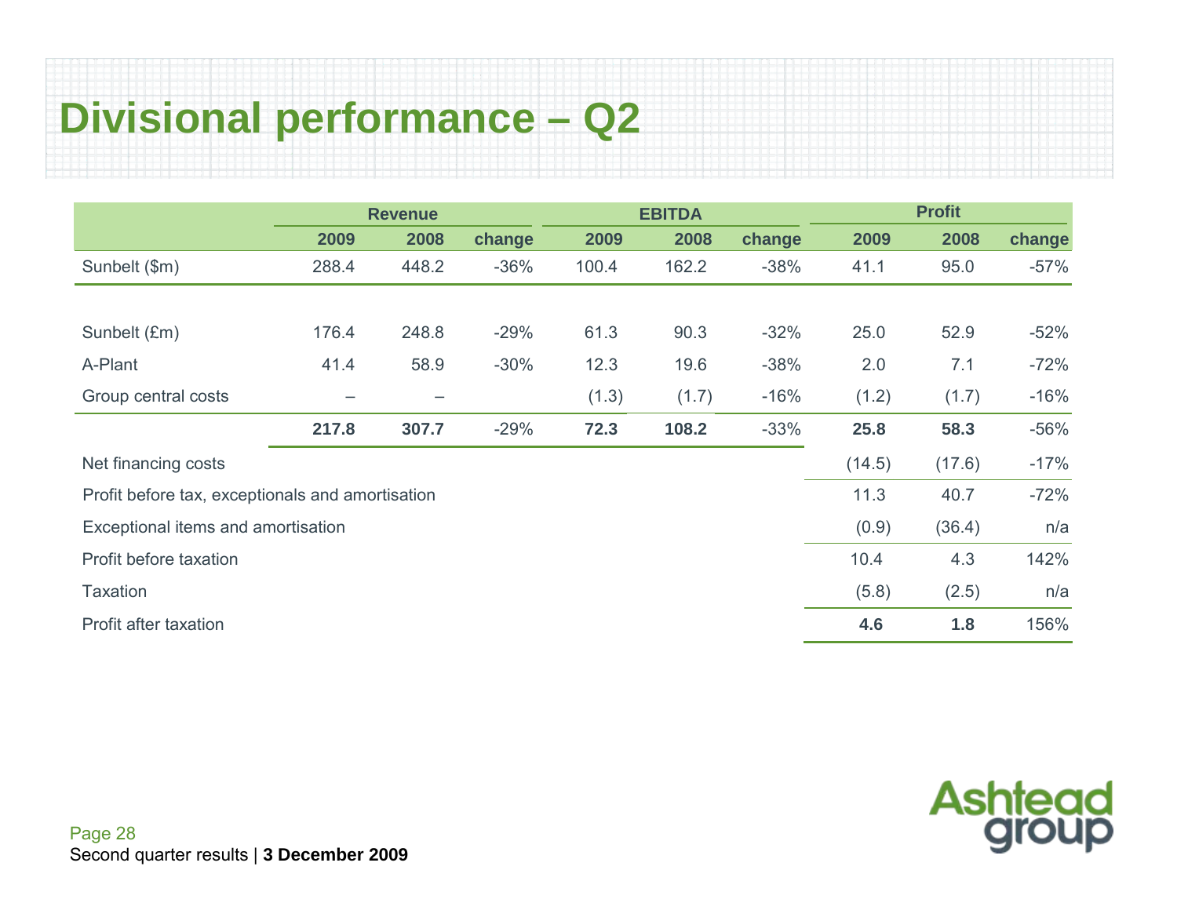# Divisional performance – Q2

| | Revenue | | | EBITDA | | | Profit | | |
|---|---|---|---|---|---|---|---|---|---|
| | 2009 | 2008 | change | 2009 | 2008 | change | 2009 | 2008 | change |
| Sunbelt ($m) | 288.4 | 448.2 | -36% | 100.4 | 162.2 | -38% | 41.1 | 95.0 | -57% |
| | | | | | | | | | |
| Sunbelt (£m) | 176.4 | 248.8 | -29% | 61.3 | 90.3 | -32% | 25.0 | 52.9 | -52% |
| A-Plant | 41.4 | 58.9 | -30% | 12.3 | 19.6 | -38% | 2.0 | 7.1 | -72% |
| Group central costs | – | – | | (1.3) | (1.7) | -16% | (1.2) | (1.7) | -16% |
| | **217.8** | **307.7** | -29% | **72.3** | **108.2** | -33% | **25.8** | **58.3** | -56% |
| Net financing costs | | | | | | | (14.5) | (17.6) | -17% |
| Profit before tax, exceptionals and amortisation | | | | | | | 11.3 | 40.7 | -72% |
| Exceptional items and amortisation | | | | | | | (0.9) | (36.4) | n/a |
| Profit before taxation | | | | | | | 10.4 | 4.3 | 142% |
| Taxation | | | | | | | (5.8) | (2.5) | n/a |
| Profit after taxation | | | | | | | **4.6** | **1.8** | 156% |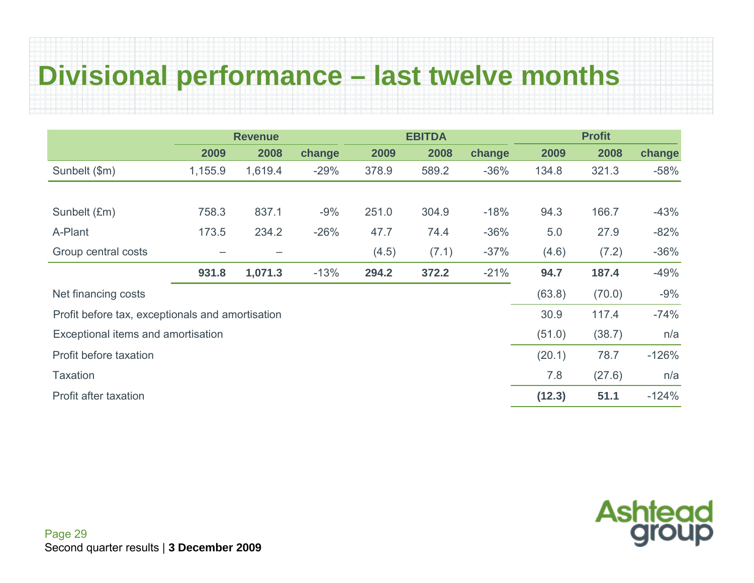# Divisional performance – last twelve months

| | Revenue | | | EBITDA | | | Profit | | |
|---|---|---|---|---|---|---|---|---|---|
| | 2009 | 2008 | change | 2009 | 2008 | change | 2009 | 2008 | change |
| Sunbelt ($m) | 1,155.9 | 1,619.4 | -29% | 378.9 | 589.2 | -36% | 134.8 | 321.3 | -58% |
| | | | | | | | | | |
| Sunbelt (£m) | 758.3 | 837.1 | -9% | 251.0 | 304.9 | -18% | 94.3 | 166.7 | -43% |
| A-Plant | 173.5 | 234.2 | -26% | 47.7 | 74.4 | -36% | 5.0 | 27.9 | -82% |
| Group central costs | – | – | | (4.5) | (7.1) | -37% | (4.6) | (7.2) | -36% |
| | **931.8** | **1,071.3** | -13% | **294.2** | **372.2** | -21% | **94.7** | **187.4** | -49% |
| Net financing costs | | | | | | | (63.8) | (70.0) | -9% |
| Profit before tax, exceptionals and amortisation | | | | | | | 30.9 | 117.4 | -74% |
| Exceptional items and amortisation | | | | | | | (51.0) | (38.7) | n/a |
| Profit before taxation | | | | | | | (20.1) | 78.7 | -126% |
| Taxation | | | | | | | 7.8 | (27.6) | n/a |
| Profit after taxation | | | | | | | **(12.3)** | **51.1** | -124% |

Second quarter results | **3 December 2009**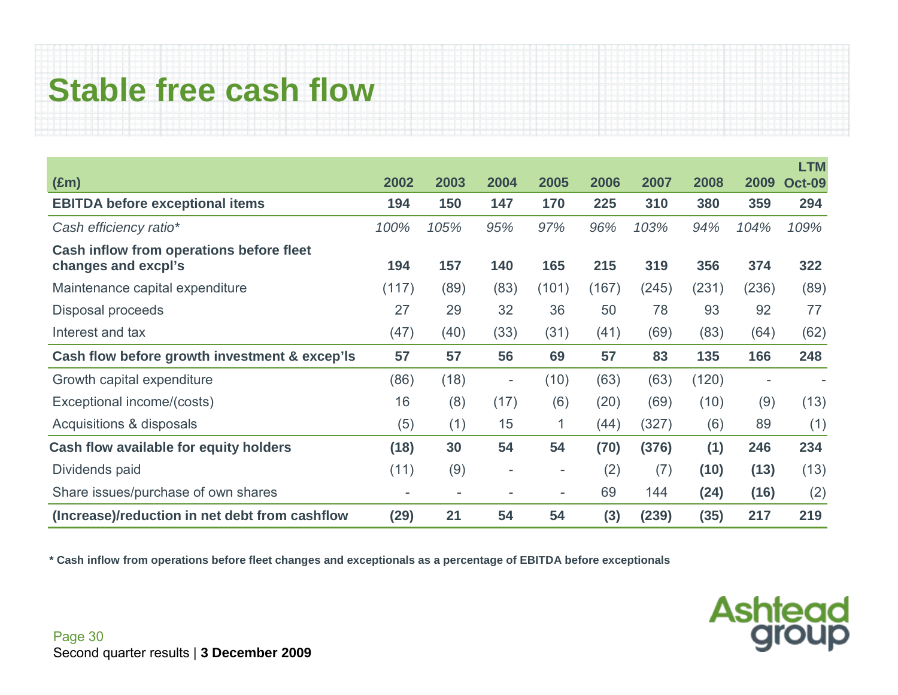# Stable free cash flow

| (£m) | 2002 | 2003 | 2004 | 2005 | 2006 | 2007 | 2008 | 2009 | LTM Oct-09 |
|---|---|---|---|---|---|---|---|---|---|
| **EBITDA before exceptional items** | **194** | **150** | **147** | **170** | **225** | **310** | **380** | **359** | **294** |
| *Cash efficiency ratio** | *100%* | *105%* | *95%* | *97%* | *96%* | *103%* | *94%* | *104%* | *109%* |
| **Cash inflow from operations before fleet changes and excpl's** | **194** | **157** | **140** | **165** | **215** | **319** | **356** | **374** | **322** |
| Maintenance capital expenditure | (117) | (89) | (83) | (101) | (167) | (245) | (231) | (236) | (89) |
| Disposal proceeds | 27 | 29 | 32 | 36 | 50 | 78 | 93 | 92 | 77 |
| Interest and tax | (47) | (40) | (33) | (31) | (41) | (69) | (83) | (64) | (62) |
| **Cash flow before growth investment & excep'ls** | **57** | **57** | **56** | **69** | **57** | **83** | **135** | **166** | **248** |
| Growth capital expenditure | (86) | (18) | - | (10) | (63) | (63) | (120) | - | - |
| Exceptional income/(costs) | 16 | (8) | (17) | (6) | (20) | (69) | (10) | (9) | (13) |
| Acquisitions & disposals | (5) | (1) | 15 | 1 | (44) | (327) | (6) | 89 | (1) |
| **Cash flow available for equity holders** | **(18)** | **30** | **54** | **54** | **(70)** | **(376)** | **(1)** | **246** | **234** |
| Dividends paid | (11) | (9) | - | - | (2) | (7) | **(10)** | **(13)** | (13) |
| Share issues/purchase of own shares | - | - | - | - | 69 | 144 | **(24)** | **(16)** | (2) |
| **(Increase)/reduction in net debt from cashflow** | **(29)** | **21** | **54** | **54** | **(3)** | **(239)** | **(35)** | **217** | **219** |

**\* Cash inflow from operations before fleet changes and exceptionals as a percentage of EBITDA before exceptionals**

Second quarter results | **3 December 2009**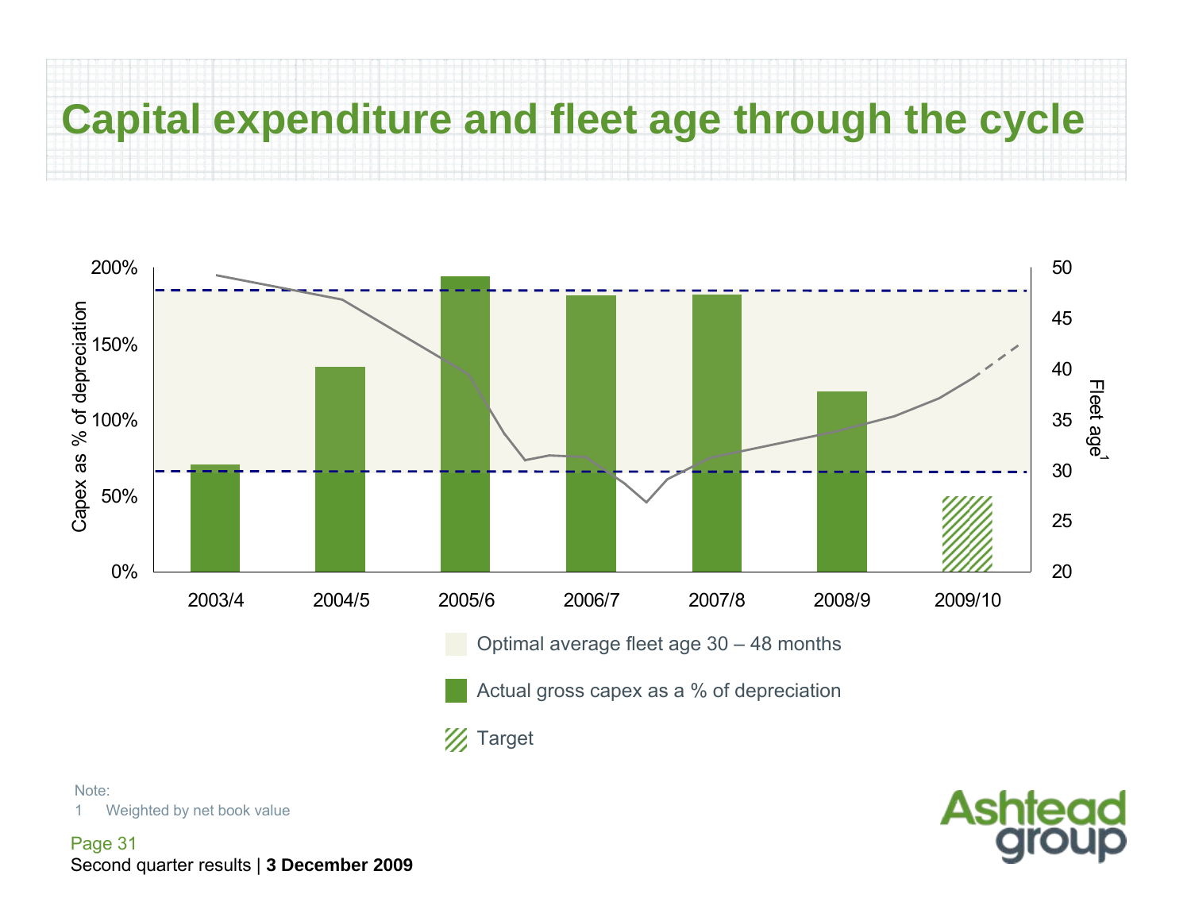# Capital expenditure and fleet age through the cycle

Capex as % of depreciation: 200%, 150%, 100%, 50%, 0%

Fleet age[1]: 50, 45, 40, 35, 30, 25, 20

2003/4 | 2004/5 | 2005/6 | 2006/7 | 2007/8 | 2008/9 | 2009/10

- Optimal average fleet age 30 – 48 months
- Actual gross capex as a % of depreciation
- Target

Note:

1 Weighted by net book value

Second quarter results | **3 December 2009**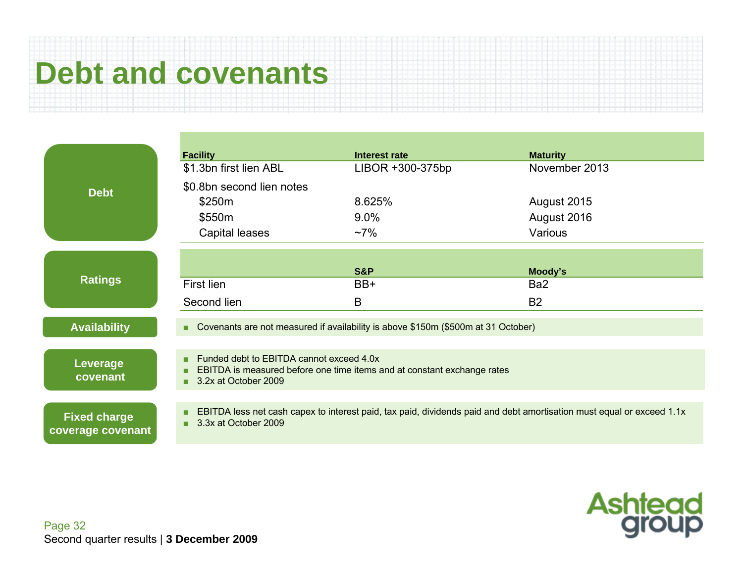# Debt and covenants

## Debt

| Facility | Interest rate | Maturity |
|---|---|---|
| $1.3bn first lien ABL | LIBOR +300-375bp | November 2013 |
| $0.8bn second lien notes | | |
| $250m | 8.625% | August 2015 |
| $550m | 9.0% | August 2016 |
| Capital leases | ~7% | Various |

## Ratings

| | S&P | Moody's |
|---|---|---|
| First lien | BB+ | Ba2 |
| Second lien | B | B2 |

## Availability

- Covenants are not measured if availability is above $150m ($500m at 31 October)

## Leverage covenant

- Funded debt to EBITDA cannot exceed 4.0x
- EBITDA is measured before one time items and at constant exchange rates
- 3.2x at October 2009

## Fixed charge coverage covenant

- EBITDA less net cash capex to interest paid, tax paid, dividends paid and debt amortisation must equal or exceed 1.1x
- 3.3x at October 2009

Second quarter results | **3 December 2009**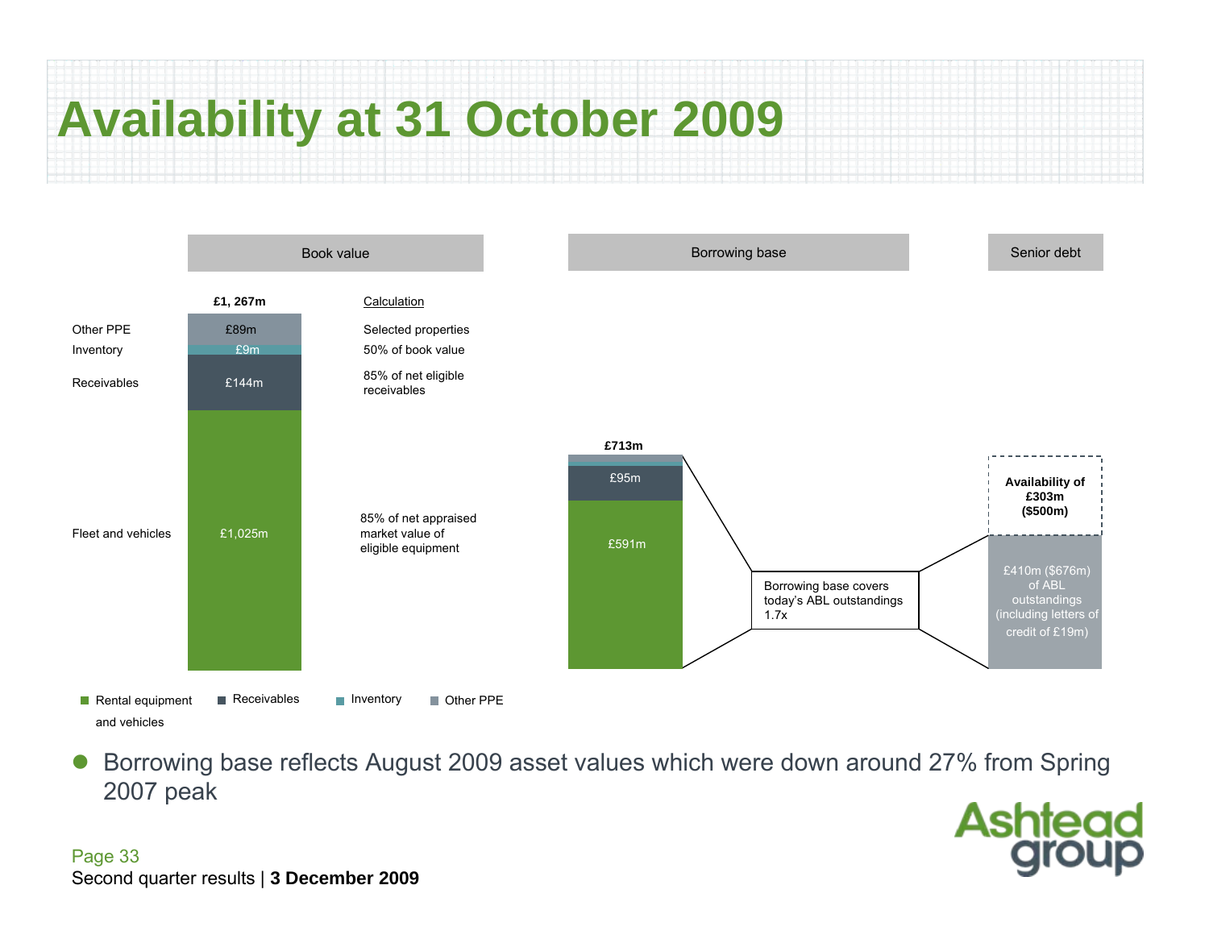# Availability at 31 October 2009

Book value

£1, 267m

Other PPE £89m

Inventory £9m

Receivables £144m

Fleet and vehicles £1,025m

Calculation

Selected properties

50% of book value

85% of net eligible receivables

85% of net appraised market value of eligible equipment

Borrowing base

£713m

£95m

£591m

Borrowing base covers today's ABL outstandings 1.7x

Senior debt

Availability of £303m ($500m)

£410m ($676m) of ABL outstandings (including letters of credit of £19m)

Rental equipment and vehicles | Receivables | Inventory | Other PPE

- Borrowing base reflects August 2009 asset values which were down around 27% from Spring 2007 peak

Second quarter results | **3 December 2009**